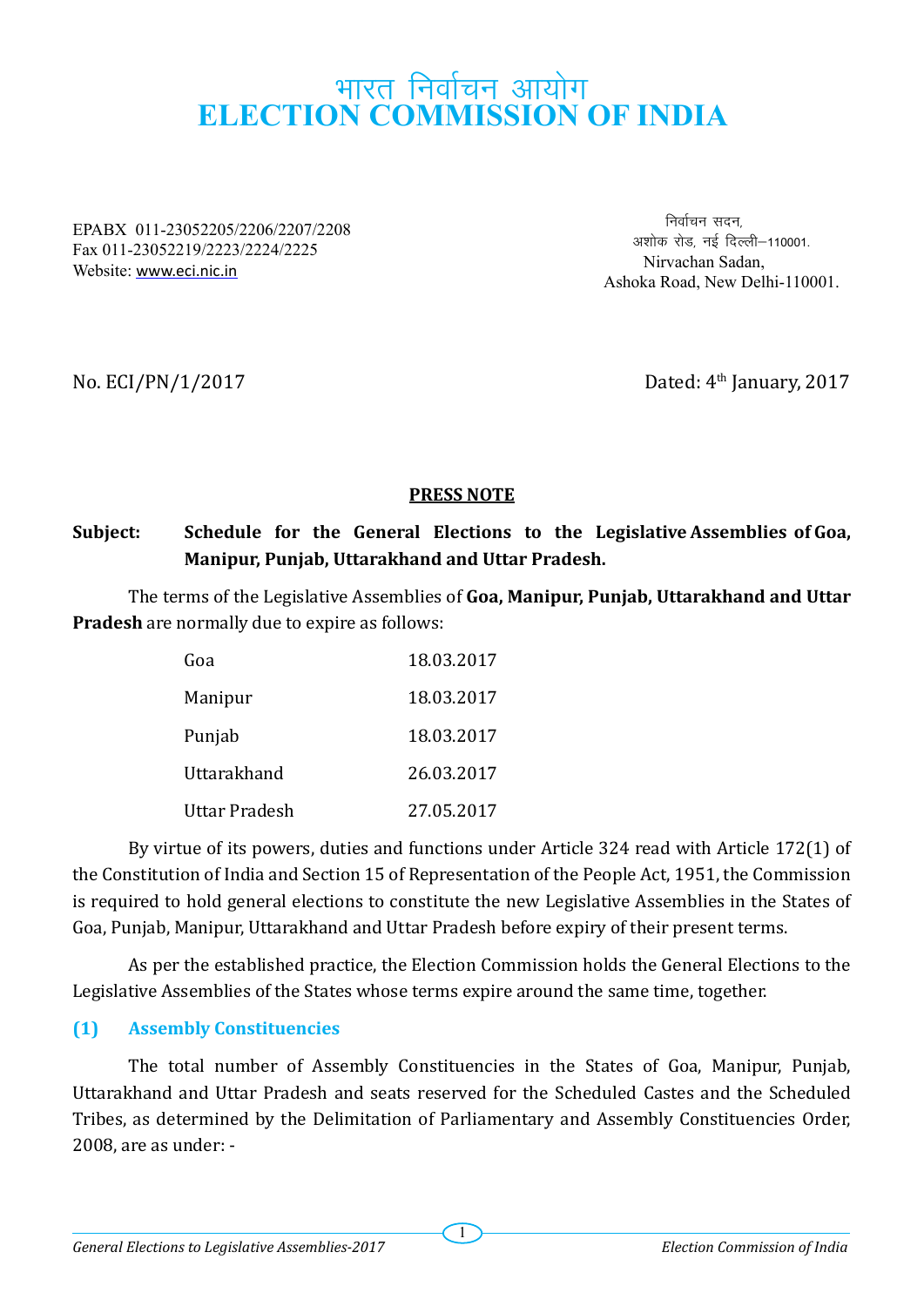# भारत निर्वाचन आयोग
# ELECTION COMMISSION OF INDIA

EPABX 011-23052205/2206/2207/2208
Fax 011-23052219/2223/2224/2225
Website: www.eci.nic.in

निर्वाचन सदन,
अशोक रोड, नई दिल्ली–110001.
Nirvachan Sadan,
Ashoka Road, New Delhi-110001.

No. ECI/PN/1/2017

Dated: 4th January, 2017

## PRESS NOTE

**Subject: Schedule for the General Elections to the Legislative Assemblies of Goa, Manipur, Punjab, Uttarakhand and Uttar Pradesh.**

The terms of the Legislative Assemblies of **Goa, Manipur, Punjab, Uttarakhand and Uttar Pradesh** are normally due to expire as follows:

| | |
|---|---|
| Goa | 18.03.2017 |
| Manipur | 18.03.2017 |
| Punjab | 18.03.2017 |
| Uttarakhand | 26.03.2017 |
| Uttar Pradesh | 27.05.2017 |

By virtue of its powers, duties and functions under Article 324 read with Article 172(1) of the Constitution of India and Section 15 of Representation of the People Act, 1951, the Commission is required to hold general elections to constitute the new Legislative Assemblies in the States of Goa, Punjab, Manipur, Uttarakhand and Uttar Pradesh before expiry of their present terms.

As per the established practice, the Election Commission holds the General Elections to the Legislative Assemblies of the States whose terms expire around the same time, together.

### (1) Assembly Constituencies

The total number of Assembly Constituencies in the States of Goa, Manipur, Punjab, Uttarakhand and Uttar Pradesh and seats reserved for the Scheduled Castes and the Scheduled Tribes, as determined by the Delimitation of Parliamentary and Assembly Constituencies Order, 2008, are as under: -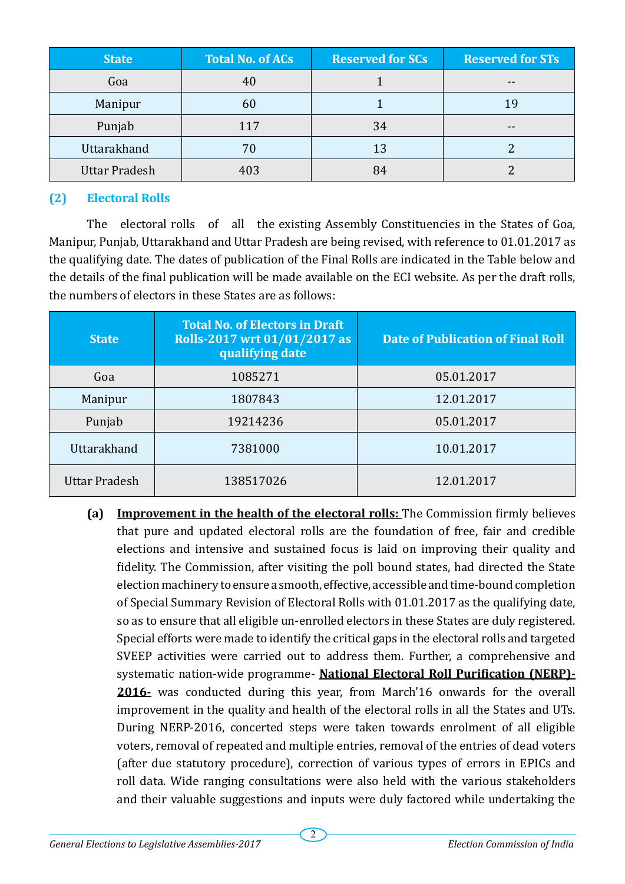| State | Total No. of ACs | Reserved for SCs | Reserved for STs |
|---|---|---|---|
| Goa | 40 | 1 | -- |
| Manipur | 60 | 1 | 19 |
| Punjab | 117 | 34 | -- |
| Uttarakhand | 70 | 13 | 2 |
| Uttar Pradesh | 403 | 84 | 2 |

### (2) Electoral Rolls

The electoral rolls of all the existing Assembly Constituencies in the States of Goa, Manipur, Punjab, Uttarakhand and Uttar Pradesh are being revised, with reference to 01.01.2017 as the qualifying date. The dates of publication of the Final Rolls are indicated in the Table below and the details of the final publication will be made available on the ECI website. As per the draft rolls, the numbers of electors in these States are as follows:

| State | Total No. of Electors in Draft Rolls-2017 wrt 01/01/2017 as qualifying date | Date of Publication of Final Roll |
|---|---|---|
| Goa | 1085271 | 05.01.2017 |
| Manipur | 1807843 | 12.01.2017 |
| Punjab | 19214236 | 05.01.2017 |
| Uttarakhand | 7381000 | 10.01.2017 |
| Uttar Pradesh | 138517026 | 12.01.2017 |

**(a)** **Improvement in the health of the electoral rolls:** The Commission firmly believes that pure and updated electoral rolls are the foundation of free, fair and credible elections and intensive and sustained focus is laid on improving their quality and fidelity. The Commission, after visiting the poll bound states, had directed the State election machinery to ensure a smooth, effective, accessible and time-bound completion of Special Summary Revision of Electoral Rolls with 01.01.2017 as the qualifying date, so as to ensure that all eligible un-enrolled electors in these States are duly registered. Special efforts were made to identify the critical gaps in the electoral rolls and targeted SVEEP activities were carried out to address them. Further, a comprehensive and systematic nation-wide programme- **National Electoral Roll Purification (NERP)-2016-** was conducted during this year, from March'16 onwards for the overall improvement in the quality and health of the electoral rolls in all the States and UTs. During NERP-2016, concerted steps were taken towards enrolment of all eligible voters, removal of repeated and multiple entries, removal of the entries of dead voters (after due statutory procedure), correction of various types of errors in EPICs and roll data. Wide ranging consultations were also held with the various stakeholders and their valuable suggestions and inputs were duly factored while undertaking the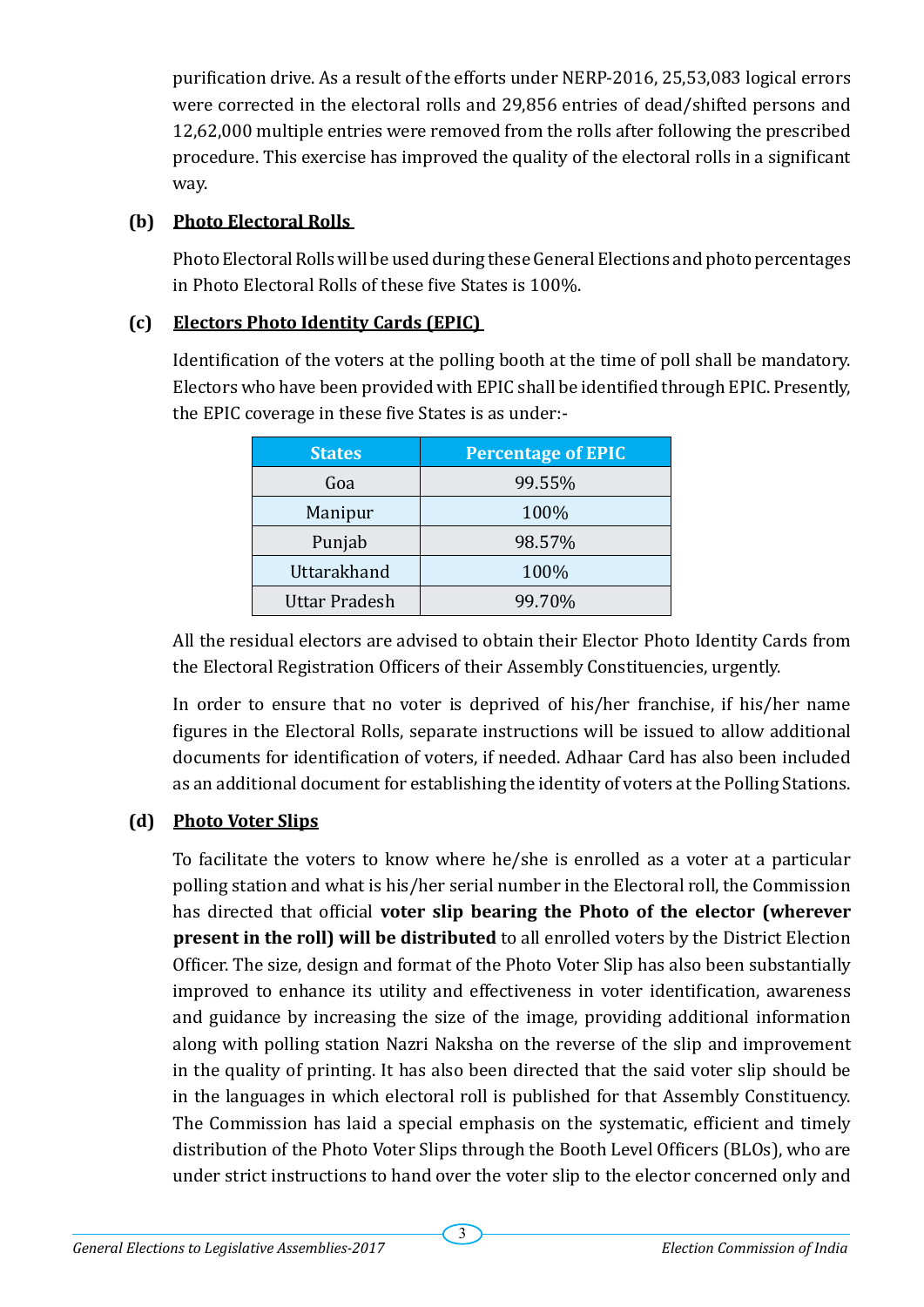purification drive. As a result of the efforts under NERP-2016, 25,53,083 logical errors were corrected in the electoral rolls and 29,856 entries of dead/shifted persons and 12,62,000 multiple entries were removed from the rolls after following the prescribed procedure. This exercise has improved the quality of the electoral rolls in a significant way.

**(b) Photo Electoral Rolls**

Photo Electoral Rolls will be used during these General Elections and photo percentages in Photo Electoral Rolls of these five States is 100%.

**(c) Electors Photo Identity Cards (EPIC)**

Identification of the voters at the polling booth at the time of poll shall be mandatory. Electors who have been provided with EPIC shall be identified through EPIC. Presently, the EPIC coverage in these five States is as under:-

| States | Percentage of EPIC |
|---|---|
| Goa | 99.55% |
| Manipur | 100% |
| Punjab | 98.57% |
| Uttarakhand | 100% |
| Uttar Pradesh | 99.70% |

All the residual electors are advised to obtain their Elector Photo Identity Cards from the Electoral Registration Officers of their Assembly Constituencies, urgently.

In order to ensure that no voter is deprived of his/her franchise, if his/her name figures in the Electoral Rolls, separate instructions will be issued to allow additional documents for identification of voters, if needed. Adhaar Card has also been included as an additional document for establishing the identity of voters at the Polling Stations.

**(d) Photo Voter Slips**

To facilitate the voters to know where he/she is enrolled as a voter at a particular polling station and what is his/her serial number in the Electoral roll, the Commission has directed that official **voter slip bearing the Photo of the elector (wherever present in the roll) will be distributed** to all enrolled voters by the District Election Officer. The size, design and format of the Photo Voter Slip has also been substantially improved to enhance its utility and effectiveness in voter identification, awareness and guidance by increasing the size of the image, providing additional information along with polling station Nazri Naksha on the reverse of the slip and improvement in the quality of printing. It has also been directed that the said voter slip should be in the languages in which electoral roll is published for that Assembly Constituency. The Commission has laid a special emphasis on the systematic, efficient and timely distribution of the Photo Voter Slips through the Booth Level Officers (BLOs), who are under strict instructions to hand over the voter slip to the elector concerned only and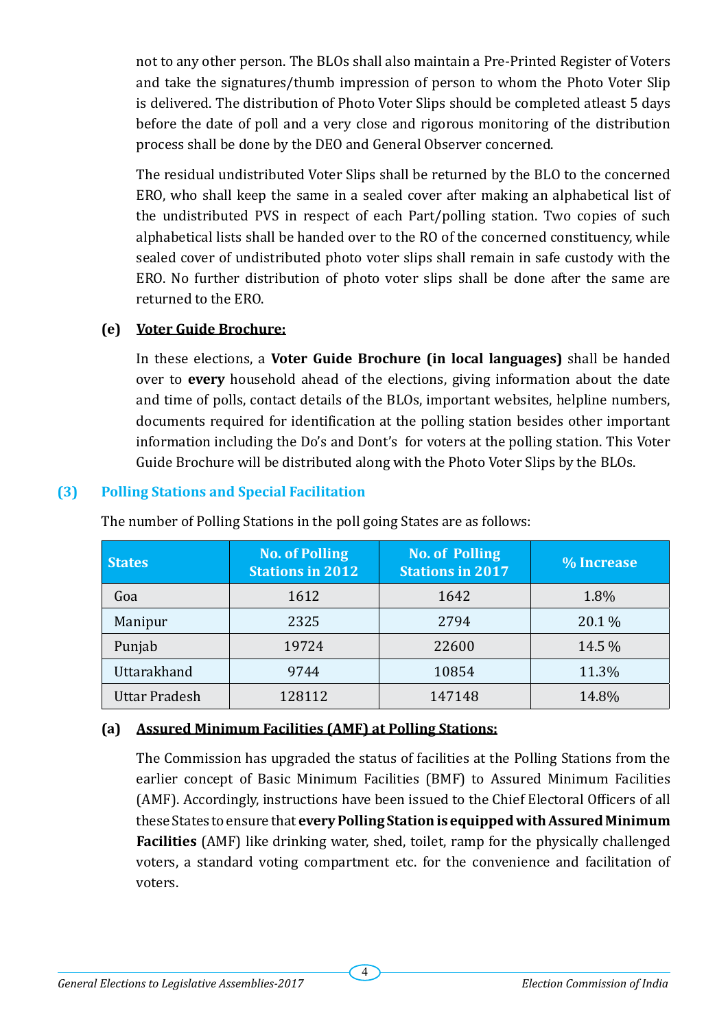not to any other person. The BLOs shall also maintain a Pre-Printed Register of Voters and take the signatures/thumb impression of person to whom the Photo Voter Slip is delivered. The distribution of Photo Voter Slips should be completed atleast 5 days before the date of poll and a very close and rigorous monitoring of the distribution process shall be done by the DEO and General Observer concerned.

The residual undistributed Voter Slips shall be returned by the BLO to the concerned ERO, who shall keep the same in a sealed cover after making an alphabetical list of the undistributed PVS in respect of each Part/polling station. Two copies of such alphabetical lists shall be handed over to the RO of the concerned constituency, while sealed cover of undistributed photo voter slips shall remain in safe custody with the ERO. No further distribution of photo voter slips shall be done after the same are returned to the ERO.

**(e) Voter Guide Brochure:**

In these elections, a **Voter Guide Brochure (in local languages)** shall be handed over to **every** household ahead of the elections, giving information about the date and time of polls, contact details of the BLOs, important websites, helpline numbers, documents required for identification at the polling station besides other important information including the Do's and Dont's for voters at the polling station. This Voter Guide Brochure will be distributed along with the Photo Voter Slips by the BLOs.

## (3) Polling Stations and Special Facilitation

The number of Polling Stations in the poll going States are as follows:

| States | No. of Polling Stations in 2012 | No. of Polling Stations in 2017 | % Increase |
|---|---|---|---|
| Goa | 1612 | 1642 | 1.8% |
| Manipur | 2325 | 2794 | 20.1 % |
| Punjab | 19724 | 22600 | 14.5 % |
| Uttarakhand | 9744 | 10854 | 11.3% |
| Uttar Pradesh | 128112 | 147148 | 14.8% |

**(a) Assured Minimum Facilities (AMF) at Polling Stations:**

The Commission has upgraded the status of facilities at the Polling Stations from the earlier concept of Basic Minimum Facilities (BMF) to Assured Minimum Facilities (AMF). Accordingly, instructions have been issued to the Chief Electoral Officers of all these States to ensure that **every Polling Station is equipped with Assured Minimum Facilities** (AMF) like drinking water, shed, toilet, ramp for the physically challenged voters, a standard voting compartment etc. for the convenience and facilitation of voters.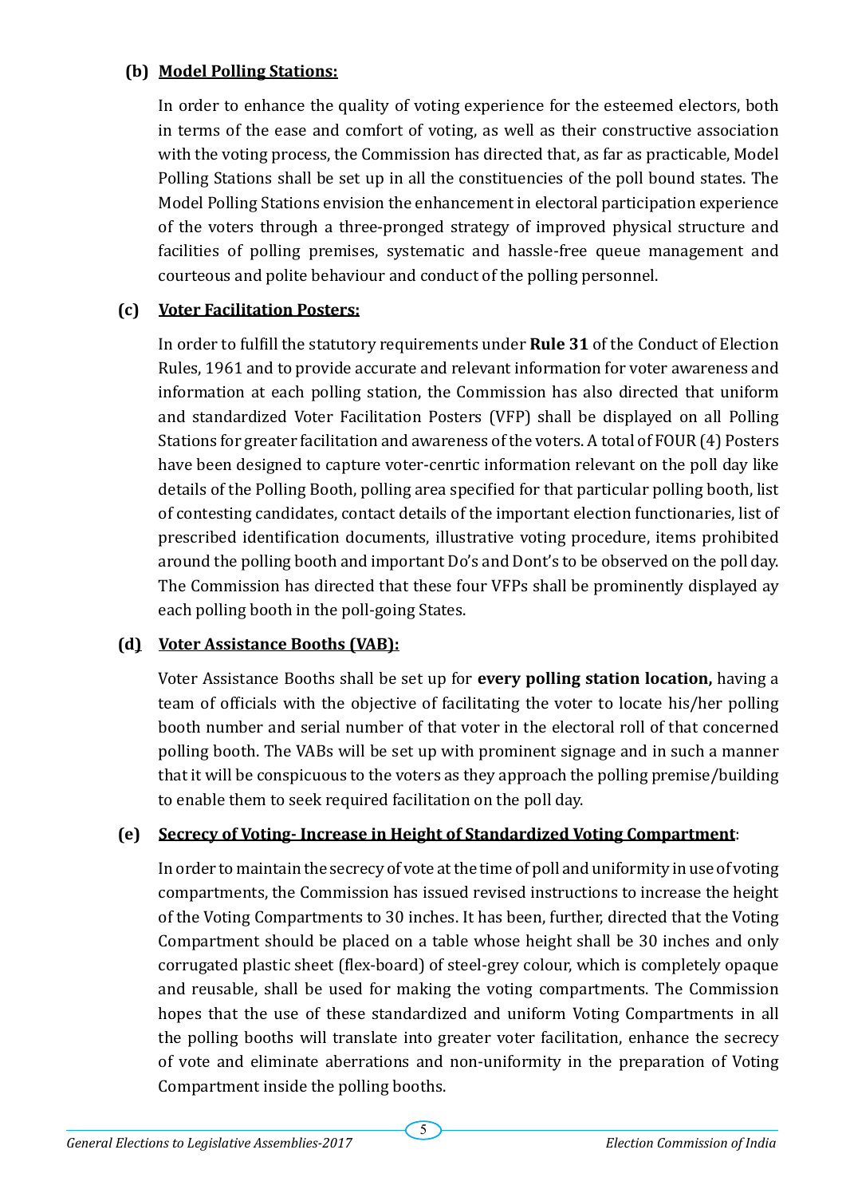**(b) Model Polling Stations:**

In order to enhance the quality of voting experience for the esteemed electors, both in terms of the ease and comfort of voting, as well as their constructive association with the voting process, the Commission has directed that, as far as practicable, Model Polling Stations shall be set up in all the constituencies of the poll bound states. The Model Polling Stations envision the enhancement in electoral participation experience of the voters through a three-pronged strategy of improved physical structure and facilities of polling premises, systematic and hassle-free queue management and courteous and polite behaviour and conduct of the polling personnel.

**(c) Voter Facilitation Posters:**

In order to fulfill the statutory requirements under **Rule 31** of the Conduct of Election Rules, 1961 and to provide accurate and relevant information for voter awareness and information at each polling station, the Commission has also directed that uniform and standardized Voter Facilitation Posters (VFP) shall be displayed on all Polling Stations for greater facilitation and awareness of the voters. A total of FOUR (4) Posters have been designed to capture voter-cenrtic information relevant on the poll day like details of the Polling Booth, polling area specified for that particular polling booth, list of contesting candidates, contact details of the important election functionaries, list of prescribed identification documents, illustrative voting procedure, items prohibited around the polling booth and important Do's and Dont's to be observed on the poll day. The Commission has directed that these four VFPs shall be prominently displayed ay each polling booth in the poll-going States.

**(d) Voter Assistance Booths (VAB):**

Voter Assistance Booths shall be set up for **every polling station location,** having a team of officials with the objective of facilitating the voter to locate his/her polling booth number and serial number of that voter in the electoral roll of that concerned polling booth. The VABs will be set up with prominent signage and in such a manner that it will be conspicuous to the voters as they approach the polling premise/building to enable them to seek required facilitation on the poll day.

**(e) Secrecy of Voting- Increase in Height of Standardized Voting Compartment:**

In order to maintain the secrecy of vote at the time of poll and uniformity in use of voting compartments, the Commission has issued revised instructions to increase the height of the Voting Compartments to 30 inches. It has been, further, directed that the Voting Compartment should be placed on a table whose height shall be 30 inches and only corrugated plastic sheet (flex-board) of steel-grey colour, which is completely opaque and reusable, shall be used for making the voting compartments. The Commission hopes that the use of these standardized and uniform Voting Compartments in all the polling booths will translate into greater voter facilitation, enhance the secrecy of vote and eliminate aberrations and non-uniformity in the preparation of Voting Compartment inside the polling booths.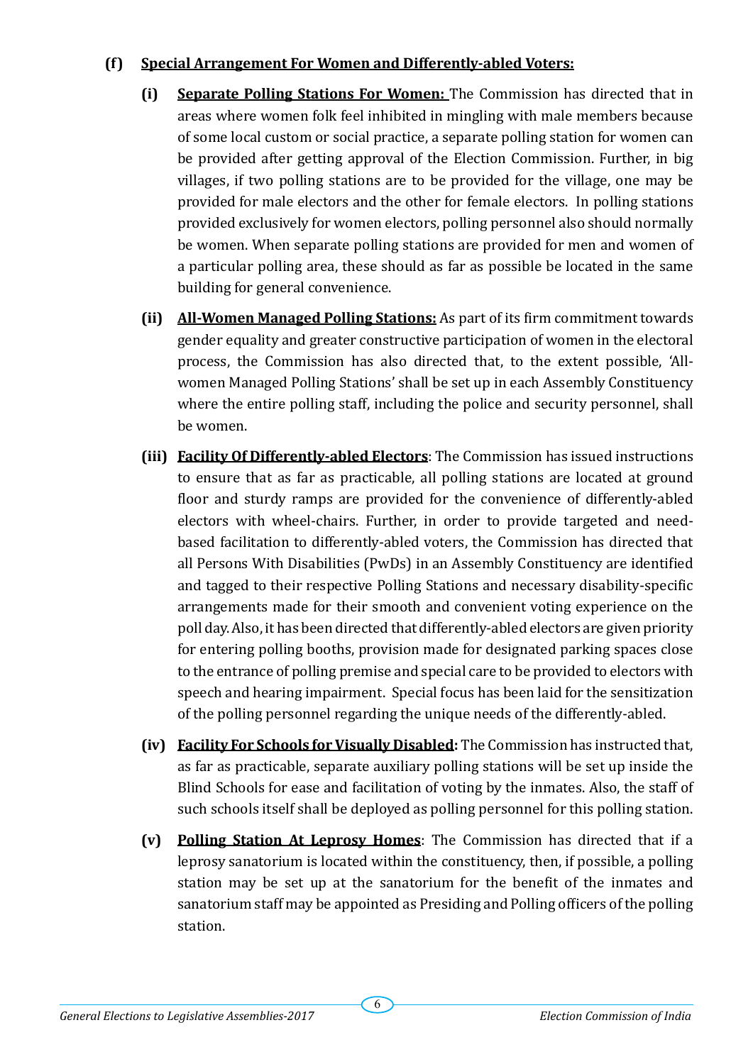**(f) Special Arrangement For Women and Differently-abled Voters:**

**(i) Separate Polling Stations For Women:** The Commission has directed that in areas where women folk feel inhibited in mingling with male members because of some local custom or social practice, a separate polling station for women can be provided after getting approval of the Election Commission. Further, in big villages, if two polling stations are to be provided for the village, one may be provided for male electors and the other for female electors. In polling stations provided exclusively for women electors, polling personnel also should normally be women. When separate polling stations are provided for men and women of a particular polling area, these should as far as possible be located in the same building for general convenience.

**(ii) All-Women Managed Polling Stations:** As part of its firm commitment towards gender equality and greater constructive participation of women in the electoral process, the Commission has also directed that, to the extent possible, 'All-women Managed Polling Stations' shall be set up in each Assembly Constituency where the entire polling staff, including the police and security personnel, shall be women.

**(iii) Facility Of Differently-abled Electors**: The Commission has issued instructions to ensure that as far as practicable, all polling stations are located at ground floor and sturdy ramps are provided for the convenience of differently-abled electors with wheel-chairs. Further, in order to provide targeted and need-based facilitation to differently-abled voters, the Commission has directed that all Persons With Disabilities (PwDs) in an Assembly Constituency are identified and tagged to their respective Polling Stations and necessary disability-specific arrangements made for their smooth and convenient voting experience on the poll day. Also, it has been directed that differently-abled electors are given priority for entering polling booths, provision made for designated parking spaces close to the entrance of polling premise and special care to be provided to electors with speech and hearing impairment. Special focus has been laid for the sensitization of the polling personnel regarding the unique needs of the differently-abled.

**(iv) Facility For Schools for Visually Disabled:** The Commission has instructed that, as far as practicable, separate auxiliary polling stations will be set up inside the Blind Schools for ease and facilitation of voting by the inmates. Also, the staff of such schools itself shall be deployed as polling personnel for this polling station.

**(v) Polling Station At Leprosy Homes**: The Commission has directed that if a leprosy sanatorium is located within the constituency, then, if possible, a polling station may be set up at the sanatorium for the benefit of the inmates and sanatorium staff may be appointed as Presiding and Polling officers of the polling station.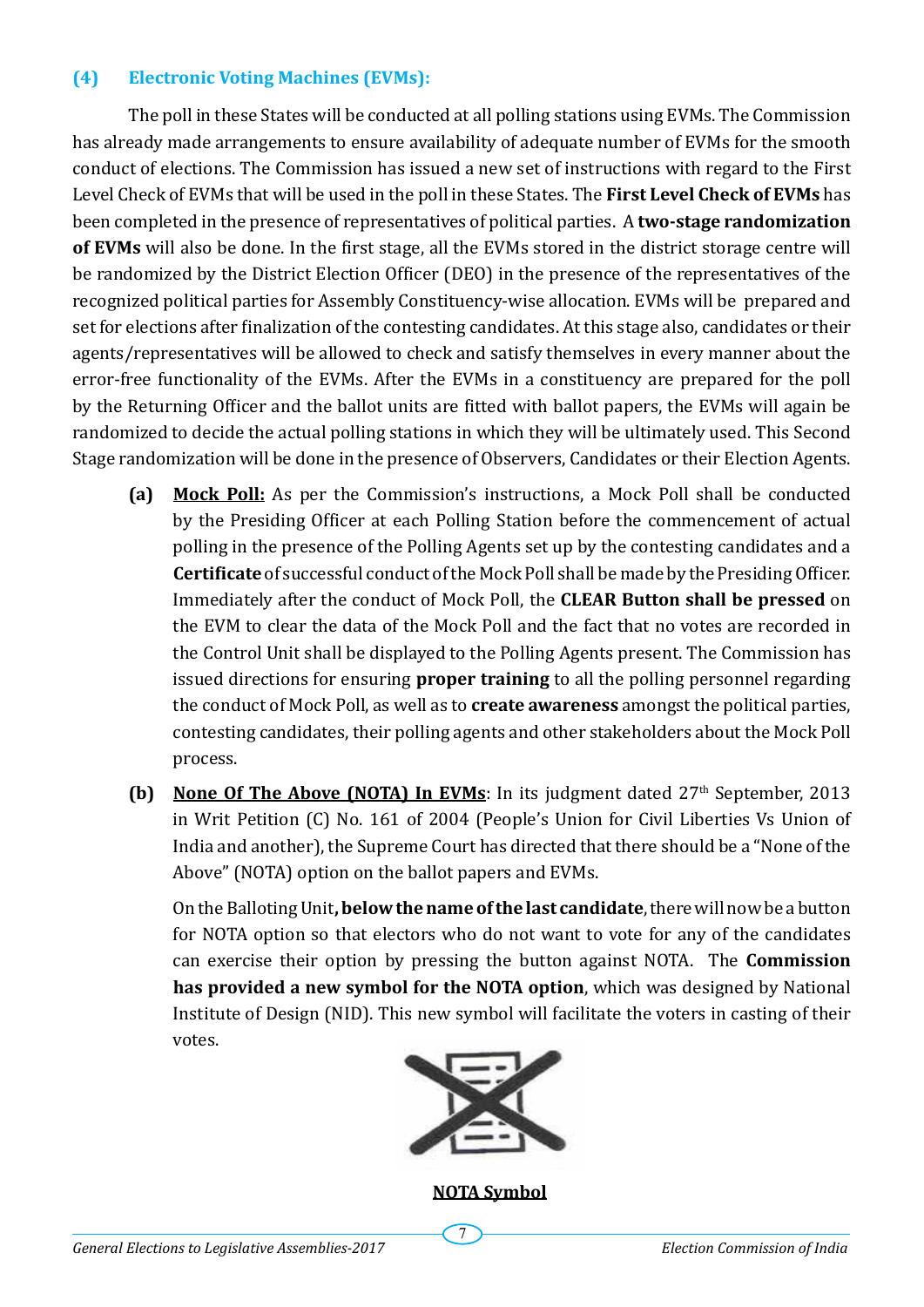### (4) Electronic Voting Machines (EVMs):

The poll in these States will be conducted at all polling stations using EVMs. The Commission has already made arrangements to ensure availability of adequate number of EVMs for the smooth conduct of elections. The Commission has issued a new set of instructions with regard to the First Level Check of EVMs that will be used in the poll in these States. The **First Level Check of EVMs** has been completed in the presence of representatives of political parties. A **two-stage randomization of EVMs** will also be done. In the first stage, all the EVMs stored in the district storage centre will be randomized by the District Election Officer (DEO) in the presence of the representatives of the recognized political parties for Assembly Constituency-wise allocation. EVMs will be prepared and set for elections after finalization of the contesting candidates. At this stage also, candidates or their agents/representatives will be allowed to check and satisfy themselves in every manner about the error-free functionality of the EVMs. After the EVMs in a constituency are prepared for the poll by the Returning Officer and the ballot units are fitted with ballot papers, the EVMs will again be randomized to decide the actual polling stations in which they will be ultimately used. This Second Stage randomization will be done in the presence of Observers, Candidates or their Election Agents.

**(a)** **Mock Poll:** As per the Commission's instructions, a Mock Poll shall be conducted by the Presiding Officer at each Polling Station before the commencement of actual polling in the presence of the Polling Agents set up by the contesting candidates and a **Certificate** of successful conduct of the Mock Poll shall be made by the Presiding Officer. Immediately after the conduct of Mock Poll, the **CLEAR Button shall be pressed** on the EVM to clear the data of the Mock Poll and the fact that no votes are recorded in the Control Unit shall be displayed to the Polling Agents present. The Commission has issued directions for ensuring **proper training** to all the polling personnel regarding the conduct of Mock Poll, as well as to **create awareness** amongst the political parties, contesting candidates, their polling agents and other stakeholders about the Mock Poll process.

**(b)** **None Of The Above (NOTA) In EVMs**: In its judgment dated 27th September, 2013 in Writ Petition (C) No. 161 of 2004 (People's Union for Civil Liberties Vs Union of India and another), the Supreme Court has directed that there should be a "None of the Above" (NOTA) option on the ballot papers and EVMs.

On the Balloting Unit**, below the name of the last candidate**, there will now be a button for NOTA option so that electors who do not want to vote for any of the candidates can exercise their option by pressing the button against NOTA. The **Commission has provided a new symbol for the NOTA option**, which was designed by National Institute of Design (NID). This new symbol will facilitate the voters in casting of their votes.

**NOTA Symbol**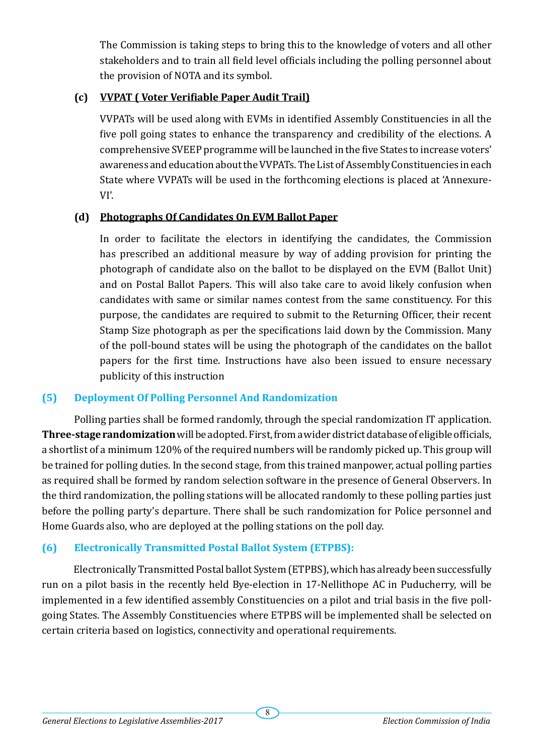The Commission is taking steps to bring this to the knowledge of voters and all other stakeholders and to train all field level officials including the polling personnel about the provision of NOTA and its symbol.

**(c) VVPAT ( Voter Verifiable Paper Audit Trail)**

VVPATs will be used along with EVMs in identified Assembly Constituencies in all the five poll going states to enhance the transparency and credibility of the elections. A comprehensive SVEEP programme will be launched in the five States to increase voters' awareness and education about the VVPATs. The List of Assembly Constituencies in each State where VVPATs will be used in the forthcoming elections is placed at 'Annexure-VI'.

**(d) Photographs Of Candidates On EVM Ballot Paper**

In order to facilitate the electors in identifying the candidates, the Commission has prescribed an additional measure by way of adding provision for printing the photograph of candidate also on the ballot to be displayed on the EVM (Ballot Unit) and on Postal Ballot Papers. This will also take care to avoid likely confusion when candidates with same or similar names contest from the same constituency. For this purpose, the candidates are required to submit to the Returning Officer, their recent Stamp Size photograph as per the specifications laid down by the Commission. Many of the poll-bound states will be using the photograph of the candidates on the ballot papers for the first time. Instructions have also been issued to ensure necessary publicity of this instruction

## (5) Deployment Of Polling Personnel And Randomization

Polling parties shall be formed randomly, through the special randomization IT application. **Three-stage randomization** will be adopted. First, from a wider district database of eligible officials, a shortlist of a minimum 120% of the required numbers will be randomly picked up. This group will be trained for polling duties. In the second stage, from this trained manpower, actual polling parties as required shall be formed by random selection software in the presence of General Observers. In the third randomization, the polling stations will be allocated randomly to these polling parties just before the polling party's departure. There shall be such randomization for Police personnel and Home Guards also, who are deployed at the polling stations on the poll day.

## (6) Electronically Transmitted Postal Ballot System (ETPBS):

Electronically Transmitted Postal ballot System (ETPBS), which has already been successfully run on a pilot basis in the recently held Bye-election in 17-Nellithope AC in Puducherry, will be implemented in a few identified assembly Constituencies on a pilot and trial basis in the five poll-going States. The Assembly Constituencies where ETPBS will be implemented shall be selected on certain criteria based on logistics, connectivity and operational requirements.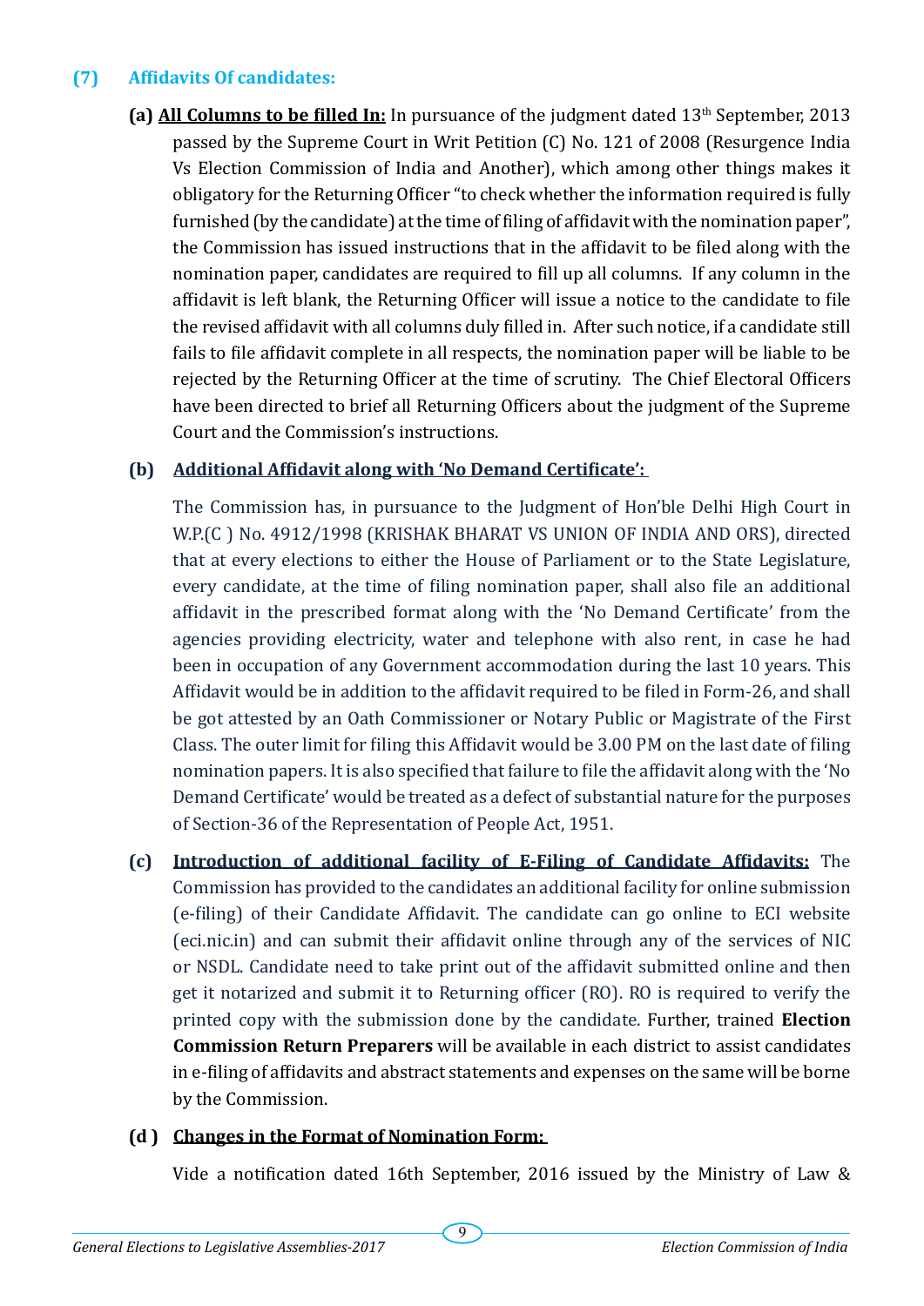### (7) Affidavits Of candidates:

**(a) <u>All Columns to be filled In:</u>** In pursuance of the judgment dated 13th September, 2013 passed by the Supreme Court in Writ Petition (C) No. 121 of 2008 (Resurgence India Vs Election Commission of India and Another), which among other things makes it obligatory for the Returning Officer "to check whether the information required is fully furnished (by the candidate) at the time of filing of affidavit with the nomination paper", the Commission has issued instructions that in the affidavit to be filed along with the nomination paper, candidates are required to fill up all columns. If any column in the affidavit is left blank, the Returning Officer will issue a notice to the candidate to file the revised affidavit with all columns duly filled in. After such notice, if a candidate still fails to file affidavit complete in all respects, the nomination paper will be liable to be rejected by the Returning Officer at the time of scrutiny. The Chief Electoral Officers have been directed to brief all Returning Officers about the judgment of the Supreme Court and the Commission's instructions.

**(b) <u>Additional Affidavit along with 'No Demand Certificate':</u>**

The Commission has, in pursuance to the Judgment of Hon'ble Delhi High Court in W.P.(C ) No. 4912/1998 (KRISHAK BHARAT VS UNION OF INDIA AND ORS), directed that at every elections to either the House of Parliament or to the State Legislature, every candidate, at the time of filing nomination paper, shall also file an additional affidavit in the prescribed format along with the 'No Demand Certificate' from the agencies providing electricity, water and telephone with also rent, in case he had been in occupation of any Government accommodation during the last 10 years. This Affidavit would be in addition to the affidavit required to be filed in Form-26, and shall be got attested by an Oath Commissioner or Notary Public or Magistrate of the First Class. The outer limit for filing this Affidavit would be 3.00 PM on the last date of filing nomination papers. It is also specified that failure to file the affidavit along with the 'No Demand Certificate' would be treated as a defect of substantial nature for the purposes of Section-36 of the Representation of People Act, 1951.

**(c) <u>Introduction of additional facility of E-Filing of Candidate Affidavits:</u>** The Commission has provided to the candidates an additional facility for online submission (e-filing) of their Candidate Affidavit. The candidate can go online to ECI website (eci.nic.in) and can submit their affidavit online through any of the services of NIC or NSDL. Candidate need to take print out of the affidavit submitted online and then get it notarized and submit it to Returning officer (RO). RO is required to verify the printed copy with the submission done by the candidate. Further, trained **Election Commission Return Preparers** will be available in each district to assist candidates in e-filing of affidavits and abstract statements and expenses on the same will be borne by the Commission.

**(d ) <u>Changes in the Format of Nomination Form:</u>**

Vide a notification dated 16th September, 2016 issued by the Ministry of Law &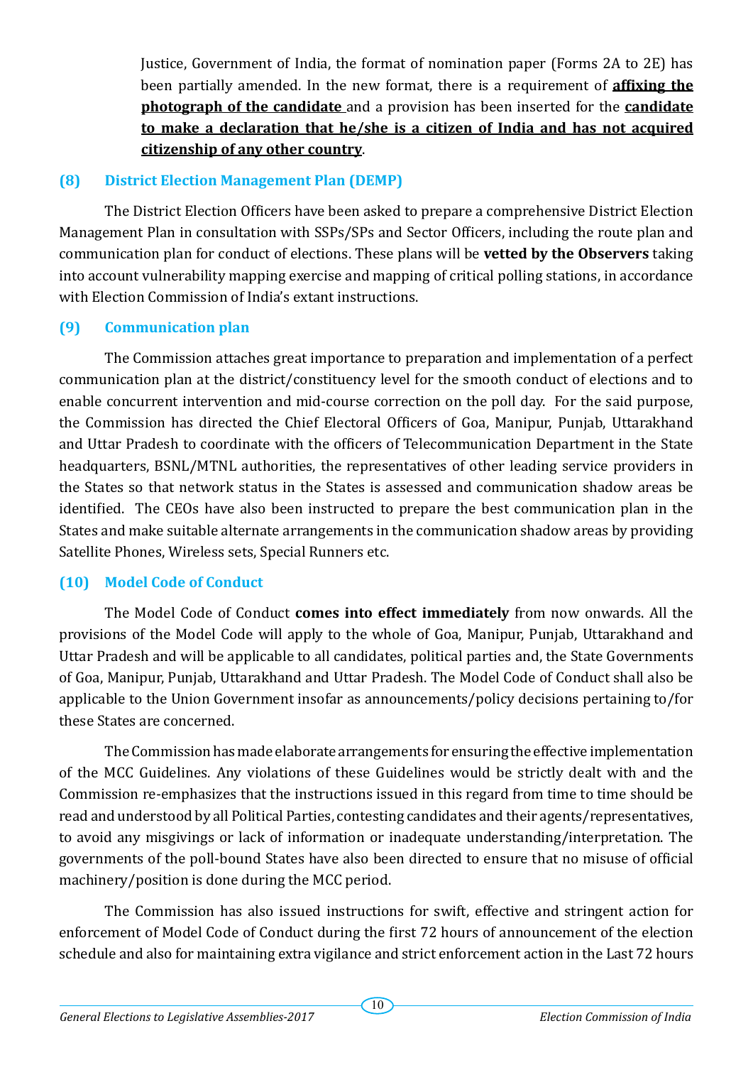Justice, Government of India, the format of nomination paper (Forms 2A to 2E) has been partially amended. In the new format, there is a requirement of **affixing the photograph of the candidate** and a provision has been inserted for the **candidate to make a declaration that he/she is a citizen of India and has not acquired citizenship of any other country**.

### (8) District Election Management Plan (DEMP)

The District Election Officers have been asked to prepare a comprehensive District Election Management Plan in consultation with SSPs/SPs and Sector Officers, including the route plan and communication plan for conduct of elections. These plans will be **vetted by the Observers** taking into account vulnerability mapping exercise and mapping of critical polling stations, in accordance with Election Commission of India's extant instructions.

### (9) Communication plan

The Commission attaches great importance to preparation and implementation of a perfect communication plan at the district/constituency level for the smooth conduct of elections and to enable concurrent intervention and mid-course correction on the poll day. For the said purpose, the Commission has directed the Chief Electoral Officers of Goa, Manipur, Punjab, Uttarakhand and Uttar Pradesh to coordinate with the officers of Telecommunication Department in the State headquarters, BSNL/MTNL authorities, the representatives of other leading service providers in the States so that network status in the States is assessed and communication shadow areas be identified. The CEOs have also been instructed to prepare the best communication plan in the States and make suitable alternate arrangements in the communication shadow areas by providing Satellite Phones, Wireless sets, Special Runners etc.

### (10) Model Code of Conduct

The Model Code of Conduct **comes into effect immediately** from now onwards. All the provisions of the Model Code will apply to the whole of Goa, Manipur, Punjab, Uttarakhand and Uttar Pradesh and will be applicable to all candidates, political parties and, the State Governments of Goa, Manipur, Punjab, Uttarakhand and Uttar Pradesh. The Model Code of Conduct shall also be applicable to the Union Government insofar as announcements/policy decisions pertaining to/for these States are concerned.

The Commission has made elaborate arrangements for ensuring the effective implementation of the MCC Guidelines. Any violations of these Guidelines would be strictly dealt with and the Commission re-emphasizes that the instructions issued in this regard from time to time should be read and understood by all Political Parties, contesting candidates and their agents/representatives, to avoid any misgivings or lack of information or inadequate understanding/interpretation. The governments of the poll-bound States have also been directed to ensure that no misuse of official machinery/position is done during the MCC period.

The Commission has also issued instructions for swift, effective and stringent action for enforcement of Model Code of Conduct during the first 72 hours of announcement of the election schedule and also for maintaining extra vigilance and strict enforcement action in the Last 72 hours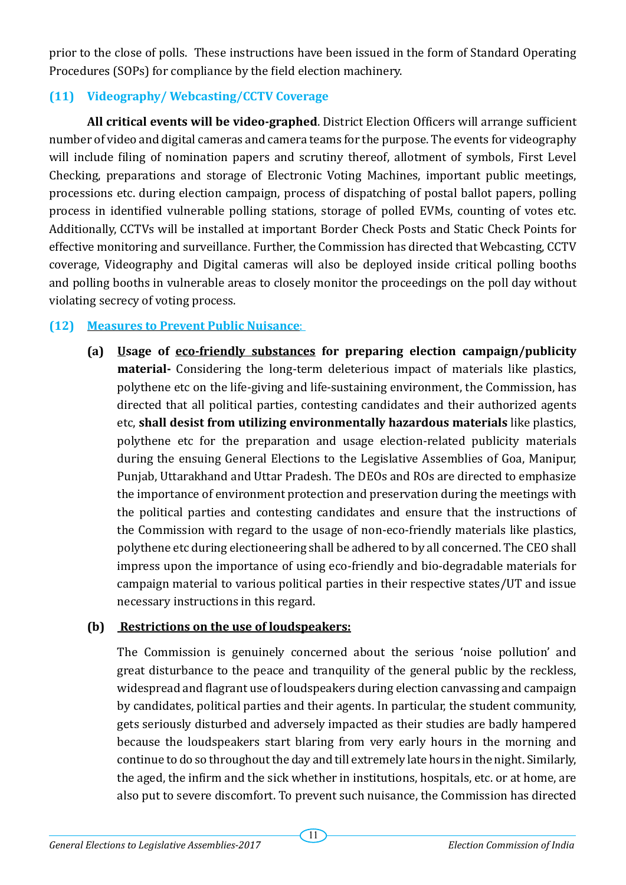prior to the close of polls. These instructions have been issued in the form of Standard Operating Procedures (SOPs) for compliance by the field election machinery.

### (11) Videography/ Webcasting/CCTV Coverage

**All critical events will be video-graphed**. District Election Officers will arrange sufficient number of video and digital cameras and camera teams for the purpose. The events for videography will include filing of nomination papers and scrutiny thereof, allotment of symbols, First Level Checking, preparations and storage of Electronic Voting Machines, important public meetings, processions etc. during election campaign, process of dispatching of postal ballot papers, polling process in identified vulnerable polling stations, storage of polled EVMs, counting of votes etc. Additionally, CCTVs will be installed at important Border Check Posts and Static Check Points for effective monitoring and surveillance. Further, the Commission has directed that Webcasting, CCTV coverage, Videography and Digital cameras will also be deployed inside critical polling booths and polling booths in vulnerable areas to closely monitor the proceedings on the poll day without violating secrecy of voting process.

### (12) Measures to Prevent Public Nuisance:

**(a) Usage of eco-friendly substances for preparing election campaign/publicity material-** Considering the long-term deleterious impact of materials like plastics, polythene etc on the life-giving and life-sustaining environment, the Commission, has directed that all political parties, contesting candidates and their authorized agents etc, **shall desist from utilizing environmentally hazardous materials** like plastics, polythene etc for the preparation and usage election-related publicity materials during the ensuing General Elections to the Legislative Assemblies of Goa, Manipur, Punjab, Uttarakhand and Uttar Pradesh. The DEOs and ROs are directed to emphasize the importance of environment protection and preservation during the meetings with the political parties and contesting candidates and ensure that the instructions of the Commission with regard to the usage of non-eco-friendly materials like plastics, polythene etc during electioneering shall be adhered to by all concerned. The CEO shall impress upon the importance of using eco-friendly and bio-degradable materials for campaign material to various political parties in their respective states/UT and issue necessary instructions in this regard.

**(b) Restrictions on the use of loudspeakers:**

The Commission is genuinely concerned about the serious 'noise pollution' and great disturbance to the peace and tranquility of the general public by the reckless, widespread and flagrant use of loudspeakers during election canvassing and campaign by candidates, political parties and their agents. In particular, the student community, gets seriously disturbed and adversely impacted as their studies are badly hampered because the loudspeakers start blaring from very early hours in the morning and continue to do so throughout the day and till extremely late hours in the night. Similarly, the aged, the infirm and the sick whether in institutions, hospitals, etc. or at home, are also put to severe discomfort. To prevent such nuisance, the Commission has directed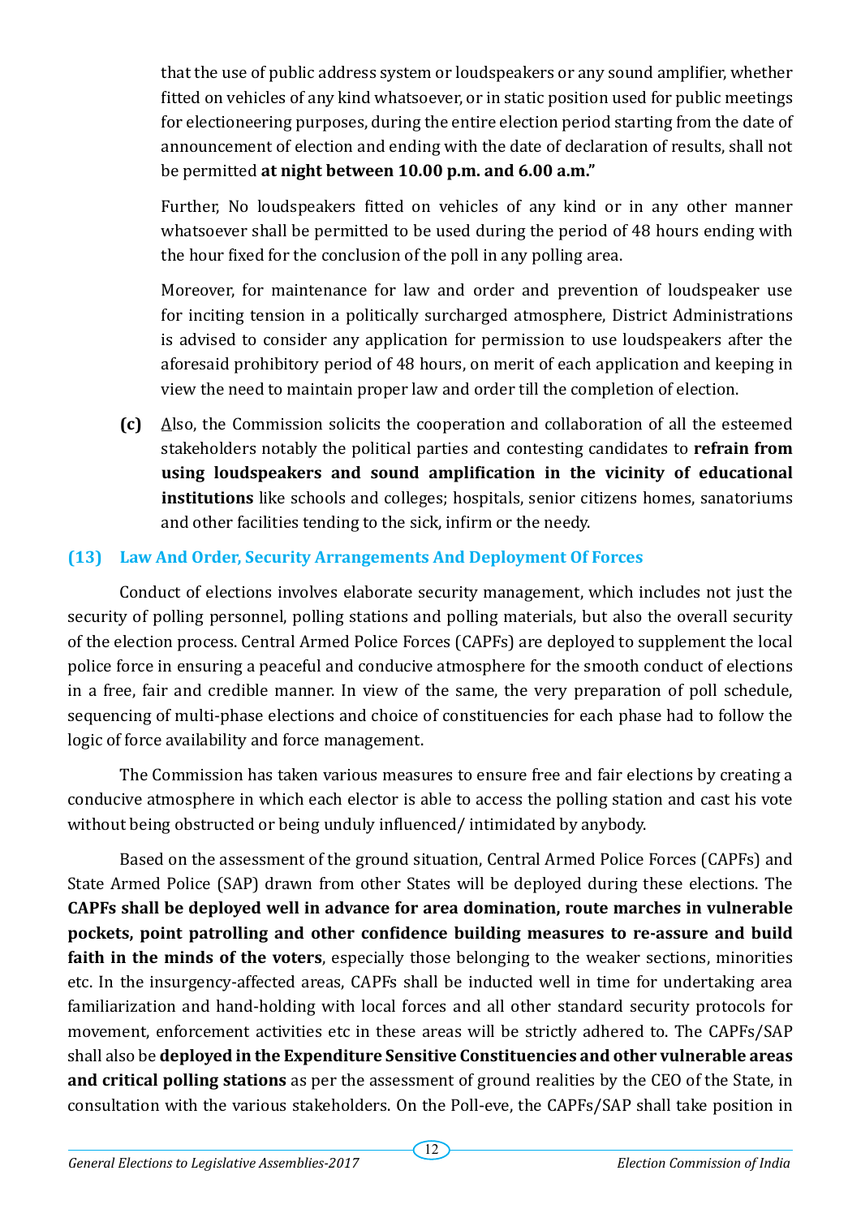that the use of public address system or loudspeakers or any sound amplifier, whether fitted on vehicles of any kind whatsoever, or in static position used for public meetings for electioneering purposes, during the entire election period starting from the date of announcement of election and ending with the date of declaration of results, shall not be permitted **at night between 10.00 p.m. and 6.00 a.m."**

Further, No loudspeakers fitted on vehicles of any kind or in any other manner whatsoever shall be permitted to be used during the period of 48 hours ending with the hour fixed for the conclusion of the poll in any polling area.

Moreover, for maintenance for law and order and prevention of loudspeaker use for inciting tension in a politically surcharged atmosphere, District Administrations is advised to consider any application for permission to use loudspeakers after the aforesaid prohibitory period of 48 hours, on merit of each application and keeping in view the need to maintain proper law and order till the completion of election.

**(c)** Also, the Commission solicits the cooperation and collaboration of all the esteemed stakeholders notably the political parties and contesting candidates to **refrain from using loudspeakers and sound amplification in the vicinity of educational institutions** like schools and colleges; hospitals, senior citizens homes, sanatoriums and other facilities tending to the sick, infirm or the needy.

## (13) Law And Order, Security Arrangements And Deployment Of Forces

Conduct of elections involves elaborate security management, which includes not just the security of polling personnel, polling stations and polling materials, but also the overall security of the election process. Central Armed Police Forces (CAPFs) are deployed to supplement the local police force in ensuring a peaceful and conducive atmosphere for the smooth conduct of elections in a free, fair and credible manner. In view of the same, the very preparation of poll schedule, sequencing of multi-phase elections and choice of constituencies for each phase had to follow the logic of force availability and force management.

The Commission has taken various measures to ensure free and fair elections by creating a conducive atmosphere in which each elector is able to access the polling station and cast his vote without being obstructed or being unduly influenced/ intimidated by anybody.

Based on the assessment of the ground situation, Central Armed Police Forces (CAPFs) and State Armed Police (SAP) drawn from other States will be deployed during these elections. The **CAPFs shall be deployed well in advance for area domination, route marches in vulnerable pockets, point patrolling and other confidence building measures to re-assure and build faith in the minds of the voters**, especially those belonging to the weaker sections, minorities etc. In the insurgency-affected areas, CAPFs shall be inducted well in time for undertaking area familiarization and hand-holding with local forces and all other standard security protocols for movement, enforcement activities etc in these areas will be strictly adhered to. The CAPFs/SAP shall also be **deployed in the Expenditure Sensitive Constituencies and other vulnerable areas and critical polling stations** as per the assessment of ground realities by the CEO of the State, in consultation with the various stakeholders. On the Poll-eve, the CAPFs/SAP shall take position in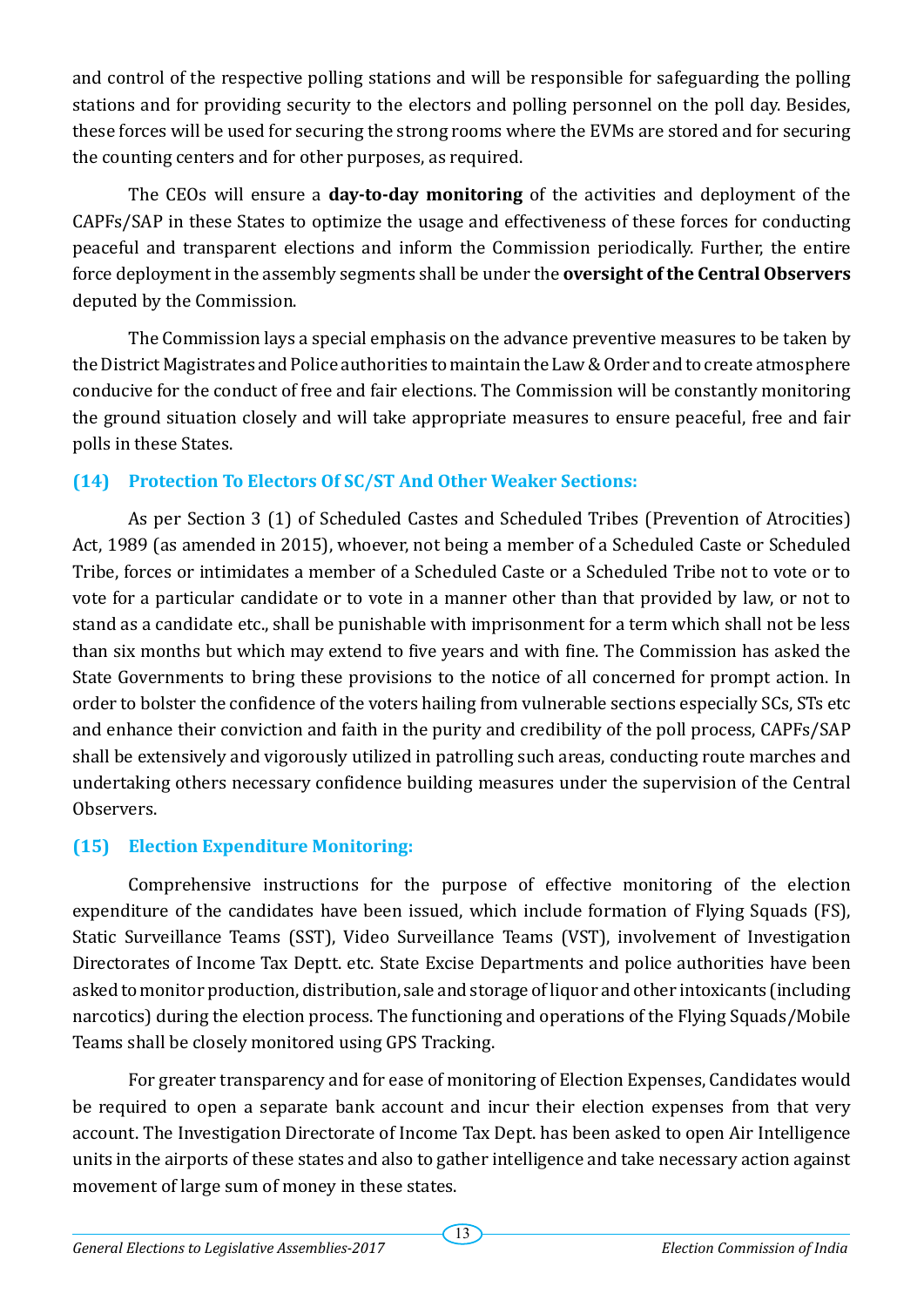and control of the respective polling stations and will be responsible for safeguarding the polling stations and for providing security to the electors and polling personnel on the poll day. Besides, these forces will be used for securing the strong rooms where the EVMs are stored and for securing the counting centers and for other purposes, as required.

The CEOs will ensure a **day-to-day monitoring** of the activities and deployment of the CAPFs/SAP in these States to optimize the usage and effectiveness of these forces for conducting peaceful and transparent elections and inform the Commission periodically. Further, the entire force deployment in the assembly segments shall be under the **oversight of the Central Observers** deputed by the Commission.

The Commission lays a special emphasis on the advance preventive measures to be taken by the District Magistrates and Police authorities to maintain the Law & Order and to create atmosphere conducive for the conduct of free and fair elections. The Commission will be constantly monitoring the ground situation closely and will take appropriate measures to ensure peaceful, free and fair polls in these States.

### (14) Protection To Electors Of SC/ST And Other Weaker Sections:

As per Section 3 (1) of Scheduled Castes and Scheduled Tribes (Prevention of Atrocities) Act, 1989 (as amended in 2015), whoever, not being a member of a Scheduled Caste or Scheduled Tribe, forces or intimidates a member of a Scheduled Caste or a Scheduled Tribe not to vote or to vote for a particular candidate or to vote in a manner other than that provided by law, or not to stand as a candidate etc., shall be punishable with imprisonment for a term which shall not be less than six months but which may extend to five years and with fine. The Commission has asked the State Governments to bring these provisions to the notice of all concerned for prompt action. In order to bolster the confidence of the voters hailing from vulnerable sections especially SCs, STs etc and enhance their conviction and faith in the purity and credibility of the poll process, CAPFs/SAP shall be extensively and vigorously utilized in patrolling such areas, conducting route marches and undertaking others necessary confidence building measures under the supervision of the Central Observers.

### (15) Election Expenditure Monitoring:

Comprehensive instructions for the purpose of effective monitoring of the election expenditure of the candidates have been issued, which include formation of Flying Squads (FS), Static Surveillance Teams (SST), Video Surveillance Teams (VST), involvement of Investigation Directorates of Income Tax Deptt. etc. State Excise Departments and police authorities have been asked to monitor production, distribution, sale and storage of liquor and other intoxicants (including narcotics) during the election process. The functioning and operations of the Flying Squads/Mobile Teams shall be closely monitored using GPS Tracking.

For greater transparency and for ease of monitoring of Election Expenses, Candidates would be required to open a separate bank account and incur their election expenses from that very account. The Investigation Directorate of Income Tax Dept. has been asked to open Air Intelligence units in the airports of these states and also to gather intelligence and take necessary action against movement of large sum of money in these states.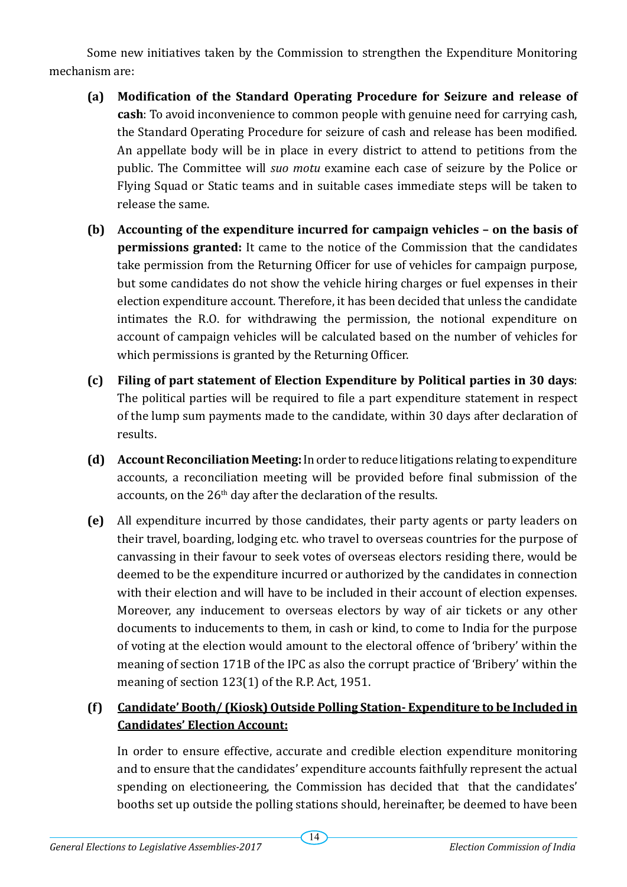Some new initiatives taken by the Commission to strengthen the Expenditure Monitoring mechanism are:

**(a) Modification of the Standard Operating Procedure for Seizure and release of cash**: To avoid inconvenience to common people with genuine need for carrying cash, the Standard Operating Procedure for seizure of cash and release has been modified. An appellate body will be in place in every district to attend to petitions from the public. The Committee will *suo motu* examine each case of seizure by the Police or Flying Squad or Static teams and in suitable cases immediate steps will be taken to release the same.

**(b) Accounting of the expenditure incurred for campaign vehicles – on the basis of permissions granted:** It came to the notice of the Commission that the candidates take permission from the Returning Officer for use of vehicles for campaign purpose, but some candidates do not show the vehicle hiring charges or fuel expenses in their election expenditure account. Therefore, it has been decided that unless the candidate intimates the R.O. for withdrawing the permission, the notional expenditure on account of campaign vehicles will be calculated based on the number of vehicles for which permissions is granted by the Returning Officer.

**(c) Filing of part statement of Election Expenditure by Political parties in 30 days**: The political parties will be required to file a part expenditure statement in respect of the lump sum payments made to the candidate, within 30 days after declaration of results.

**(d) Account Reconciliation Meeting:** In order to reduce litigations relating to expenditure accounts, a reconciliation meeting will be provided before final submission of the accounts, on the 26th day after the declaration of the results.

**(e)** All expenditure incurred by those candidates, their party agents or party leaders on their travel, boarding, lodging etc. who travel to overseas countries for the purpose of canvassing in their favour to seek votes of overseas electors residing there, would be deemed to be the expenditure incurred or authorized by the candidates in connection with their election and will have to be included in their account of election expenses. Moreover, any inducement to overseas electors by way of air tickets or any other documents to inducements to them, in cash or kind, to come to India for the purpose of voting at the election would amount to the electoral offence of 'bribery' within the meaning of section 171B of the IPC as also the corrupt practice of 'Bribery' within the meaning of section 123(1) of the R.P. Act, 1951.

**(f) <u>Candidate' Booth/ (Kiosk) Outside Polling Station- Expenditure to be Included in Candidates' Election Account:</u>**

In order to ensure effective, accurate and credible election expenditure monitoring and to ensure that the candidates' expenditure accounts faithfully represent the actual spending on electioneering, the Commission has decided that that the candidates' booths set up outside the polling stations should, hereinafter, be deemed to have been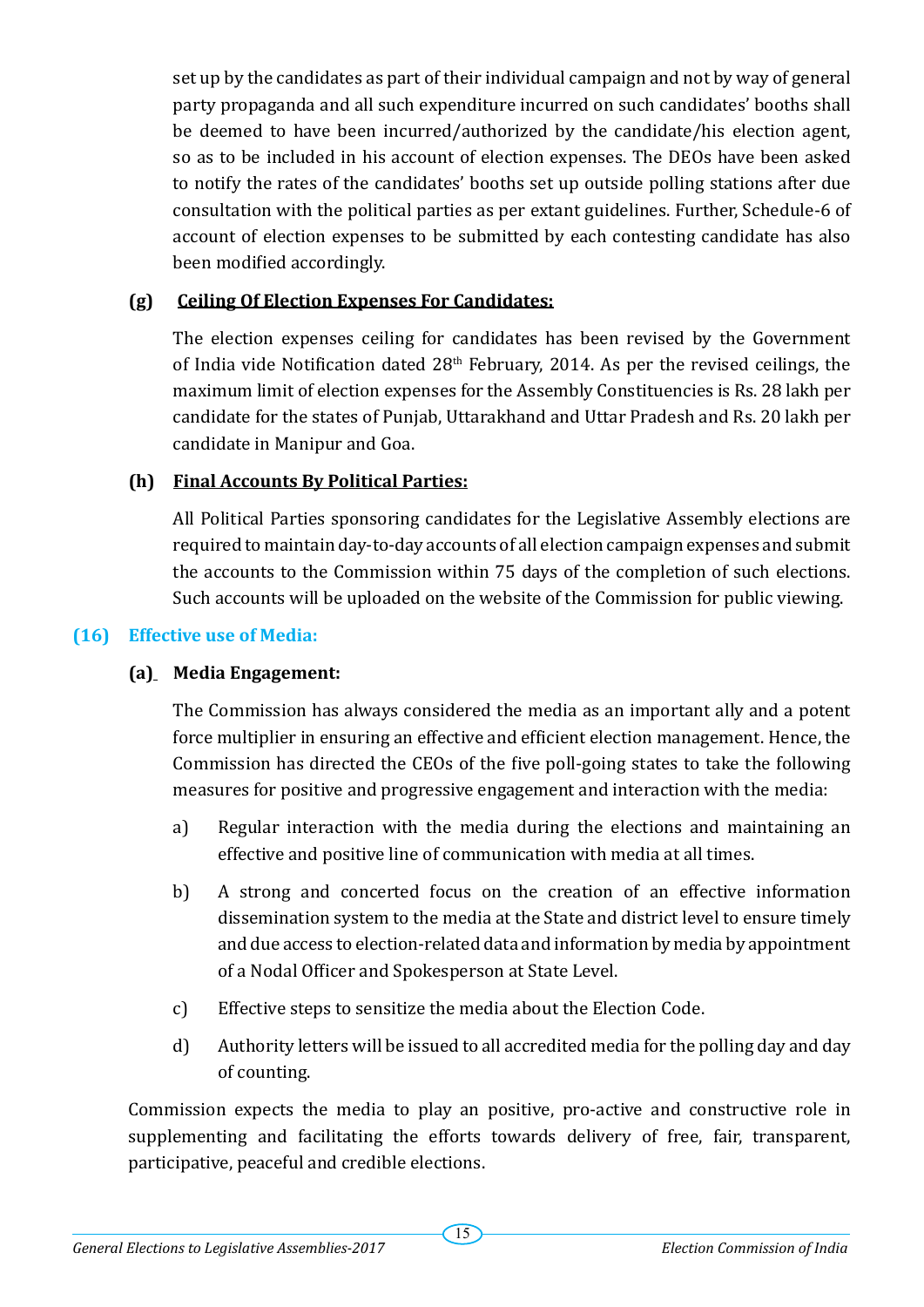set up by the candidates as part of their individual campaign and not by way of general party propaganda and all such expenditure incurred on such candidates' booths shall be deemed to have been incurred/authorized by the candidate/his election agent, so as to be included in his account of election expenses. The DEOs have been asked to notify the rates of the candidates' booths set up outside polling stations after due consultation with the political parties as per extant guidelines. Further, Schedule-6 of account of election expenses to be submitted by each contesting candidate has also been modified accordingly.

**(g) Ceiling Of Election Expenses For Candidates:**

The election expenses ceiling for candidates has been revised by the Government of India vide Notification dated 28th February, 2014. As per the revised ceilings, the maximum limit of election expenses for the Assembly Constituencies is Rs. 28 lakh per candidate for the states of Punjab, Uttarakhand and Uttar Pradesh and Rs. 20 lakh per candidate in Manipur and Goa.

**(h) Final Accounts By Political Parties:**

All Political Parties sponsoring candidates for the Legislative Assembly elections are required to maintain day-to-day accounts of all election campaign expenses and submit the accounts to the Commission within 75 days of the completion of such elections. Such accounts will be uploaded on the website of the Commission for public viewing.

## (16) Effective use of Media:

**(a) Media Engagement:**

The Commission has always considered the media as an important ally and a potent force multiplier in ensuring an effective and efficient election management. Hence, the Commission has directed the CEOs of the five poll-going states to take the following measures for positive and progressive engagement and interaction with the media:

a) Regular interaction with the media during the elections and maintaining an effective and positive line of communication with media at all times.

b) A strong and concerted focus on the creation of an effective information dissemination system to the media at the State and district level to ensure timely and due access to election-related data and information by media by appointment of a Nodal Officer and Spokesperson at State Level.

c) Effective steps to sensitize the media about the Election Code.

d) Authority letters will be issued to all accredited media for the polling day and day of counting.

Commission expects the media to play an positive, pro-active and constructive role in supplementing and facilitating the efforts towards delivery of free, fair, transparent, participative, peaceful and credible elections.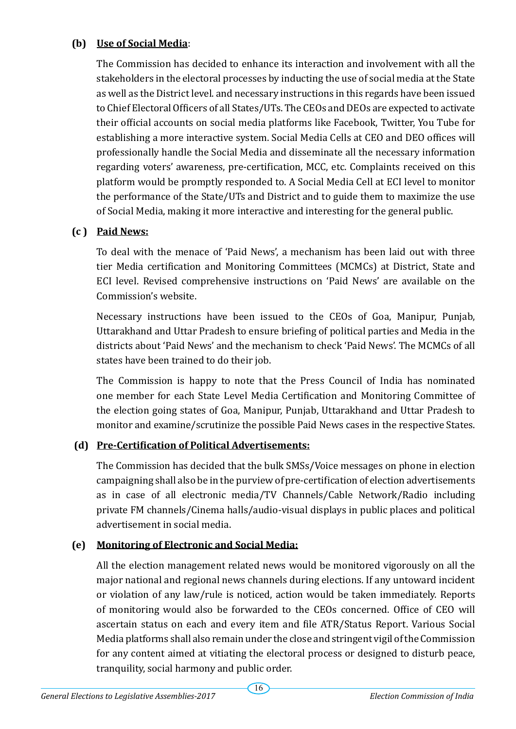**(b) Use of Social Media**:

The Commission has decided to enhance its interaction and involvement with all the stakeholders in the electoral processes by inducting the use of social media at the State as well as the District level. and necessary instructions in this regards have been issued to Chief Electoral Officers of all States/UTs. The CEOs and DEOs are expected to activate their official accounts on social media platforms like Facebook, Twitter, You Tube for establishing a more interactive system. Social Media Cells at CEO and DEO offices will professionally handle the Social Media and disseminate all the necessary information regarding voters' awareness, pre-certification, MCC, etc. Complaints received on this platform would be promptly responded to. A Social Media Cell at ECI level to monitor the performance of the State/UTs and District and to guide them to maximize the use of Social Media, making it more interactive and interesting for the general public.

**(c ) Paid News:**

To deal with the menace of 'Paid News', a mechanism has been laid out with three tier Media certification and Monitoring Committees (MCMCs) at District, State and ECI level. Revised comprehensive instructions on 'Paid News' are available on the Commission's website.

Necessary instructions have been issued to the CEOs of Goa, Manipur, Punjab, Uttarakhand and Uttar Pradesh to ensure briefing of political parties and Media in the districts about 'Paid News' and the mechanism to check 'Paid News'. The MCMCs of all states have been trained to do their job.

The Commission is happy to note that the Press Council of India has nominated one member for each State Level Media Certification and Monitoring Committee of the election going states of Goa, Manipur, Punjab, Uttarakhand and Uttar Pradesh to monitor and examine/scrutinize the possible Paid News cases in the respective States.

**(d) Pre-Certification of Political Advertisements:**

The Commission has decided that the bulk SMSs/Voice messages on phone in election campaigning shall also be in the purview of pre-certification of election advertisements as in case of all electronic media/TV Channels/Cable Network/Radio including private FM channels/Cinema halls/audio-visual displays in public places and political advertisement in social media.

**(e) Monitoring of Electronic and Social Media:**

All the election management related news would be monitored vigorously on all the major national and regional news channels during elections. If any untoward incident or violation of any law/rule is noticed, action would be taken immediately. Reports of monitoring would also be forwarded to the CEOs concerned. Office of CEO will ascertain status on each and every item and file ATR/Status Report. Various Social Media platforms shall also remain under the close and stringent vigil of the Commission for any content aimed at vitiating the electoral process or designed to disturb peace, tranquility, social harmony and public order.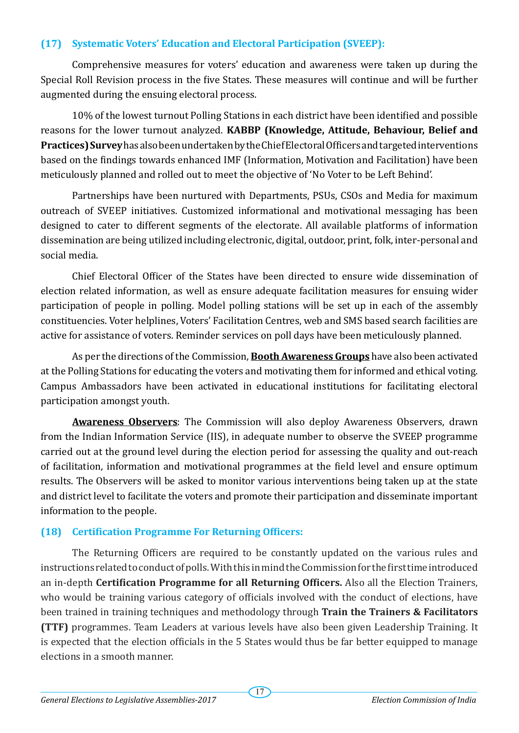### (17) Systematic Voters' Education and Electoral Participation (SVEEP):

Comprehensive measures for voters' education and awareness were taken up during the Special Roll Revision process in the five States. These measures will continue and will be further augmented during the ensuing electoral process.

10% of the lowest turnout Polling Stations in each district have been identified and possible reasons for the lower turnout analyzed. **KABBP (Knowledge, Attitude, Behaviour, Belief and Practices) Survey** has also been undertaken by the Chief Electoral Officers and targeted interventions based on the findings towards enhanced IMF (Information, Motivation and Facilitation) have been meticulously planned and rolled out to meet the objective of 'No Voter to be Left Behind'.

Partnerships have been nurtured with Departments, PSUs, CSOs and Media for maximum outreach of SVEEP initiatives. Customized informational and motivational messaging has been designed to cater to different segments of the electorate. All available platforms of information dissemination are being utilized including electronic, digital, outdoor, print, folk, inter-personal and social media.

Chief Electoral Officer of the States have been directed to ensure wide dissemination of election related information, as well as ensure adequate facilitation measures for ensuing wider participation of people in polling. Model polling stations will be set up in each of the assembly constituencies. Voter helplines, Voters' Facilitation Centres, web and SMS based search facilities are active for assistance of voters. Reminder services on poll days have been meticulously planned.

As per the directions of the Commission, **Booth Awareness Groups** have also been activated at the Polling Stations for educating the voters and motivating them for informed and ethical voting. Campus Ambassadors have been activated in educational institutions for facilitating electoral participation amongst youth.

**Awareness Observers**: The Commission will also deploy Awareness Observers, drawn from the Indian Information Service (IIS), in adequate number to observe the SVEEP programme carried out at the ground level during the election period for assessing the quality and out-reach of facilitation, information and motivational programmes at the field level and ensure optimum results. The Observers will be asked to monitor various interventions being taken up at the state and district level to facilitate the voters and promote their participation and disseminate important information to the people.

### (18) Certification Programme For Returning Officers:

The Returning Officers are required to be constantly updated on the various rules and instructions related to conduct of polls. With this in mind the Commission for the first time introduced an in-depth **Certification Programme for all Returning Officers.** Also all the Election Trainers, who would be training various category of officials involved with the conduct of elections, have been trained in training techniques and methodology through **Train the Trainers & Facilitators (TTF)** programmes. Team Leaders at various levels have also been given Leadership Training. It is expected that the election officials in the 5 States would thus be far better equipped to manage elections in a smooth manner.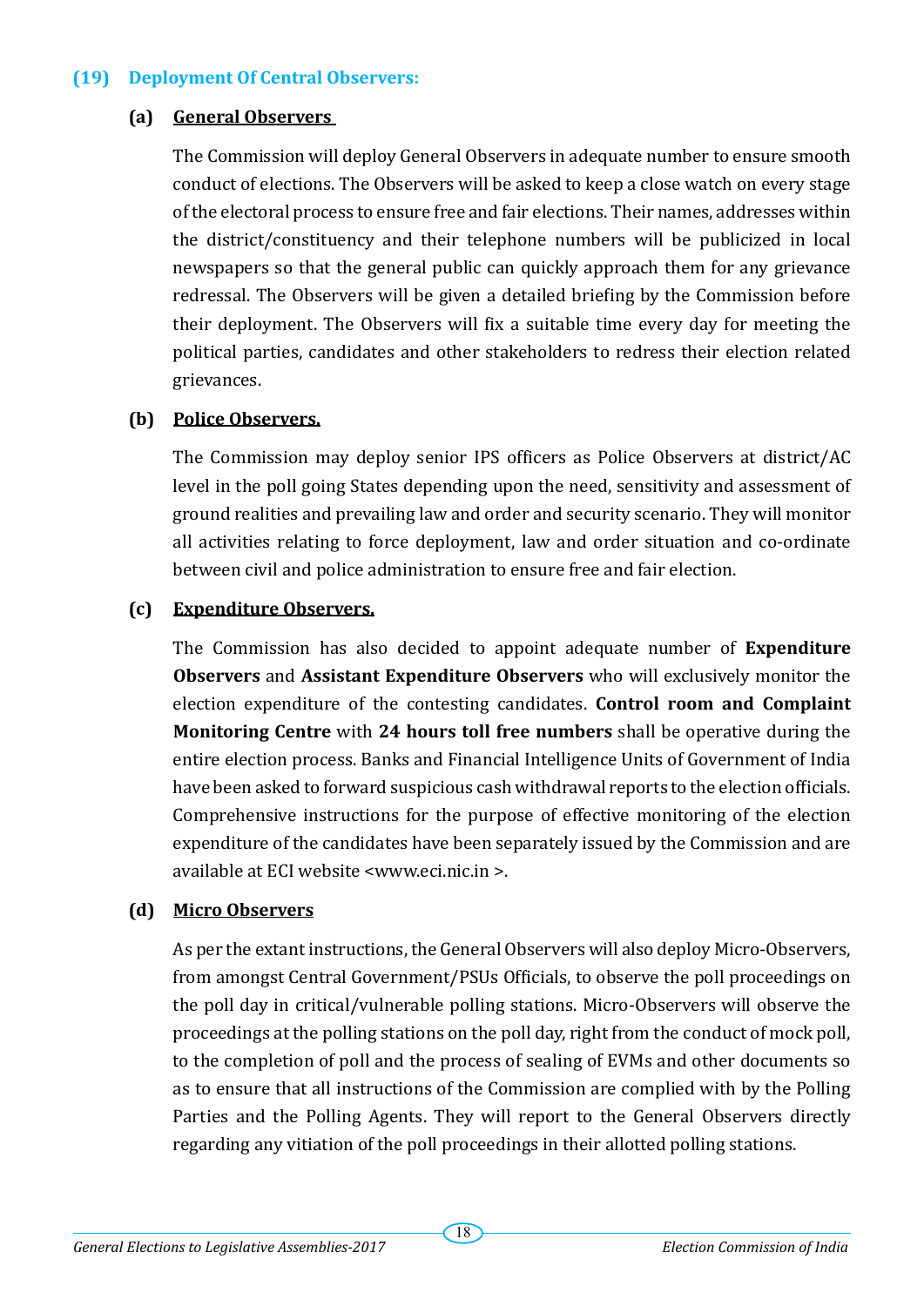## (19) Deployment Of Central Observers:

### (a) General Observers

The Commission will deploy General Observers in adequate number to ensure smooth conduct of elections. The Observers will be asked to keep a close watch on every stage of the electoral process to ensure free and fair elections. Their names, addresses within the district/constituency and their telephone numbers will be publicized in local newspapers so that the general public can quickly approach them for any grievance redressal. The Observers will be given a detailed briefing by the Commission before their deployment. The Observers will fix a suitable time every day for meeting the political parties, candidates and other stakeholders to redress their election related grievances.

### (b) Police Observers.

The Commission may deploy senior IPS officers as Police Observers at district/AC level in the poll going States depending upon the need, sensitivity and assessment of ground realities and prevailing law and order and security scenario. They will monitor all activities relating to force deployment, law and order situation and co-ordinate between civil and police administration to ensure free and fair election.

### (c) Expenditure Observers.

The Commission has also decided to appoint adequate number of **Expenditure Observers** and **Assistant Expenditure Observers** who will exclusively monitor the election expenditure of the contesting candidates. **Control room and Complaint Monitoring Centre** with **24 hours toll free numbers** shall be operative during the entire election process. Banks and Financial Intelligence Units of Government of India have been asked to forward suspicious cash withdrawal reports to the election officials. Comprehensive instructions for the purpose of effective monitoring of the election expenditure of the candidates have been separately issued by the Commission and are available at ECI website <www.eci.nic.in >.

### (d) Micro Observers

As per the extant instructions, the General Observers will also deploy Micro-Observers, from amongst Central Government/PSUs Officials, to observe the poll proceedings on the poll day in critical/vulnerable polling stations. Micro-Observers will observe the proceedings at the polling stations on the poll day, right from the conduct of mock poll, to the completion of poll and the process of sealing of EVMs and other documents so as to ensure that all instructions of the Commission are complied with by the Polling Parties and the Polling Agents. They will report to the General Observers directly regarding any vitiation of the poll proceedings in their allotted polling stations.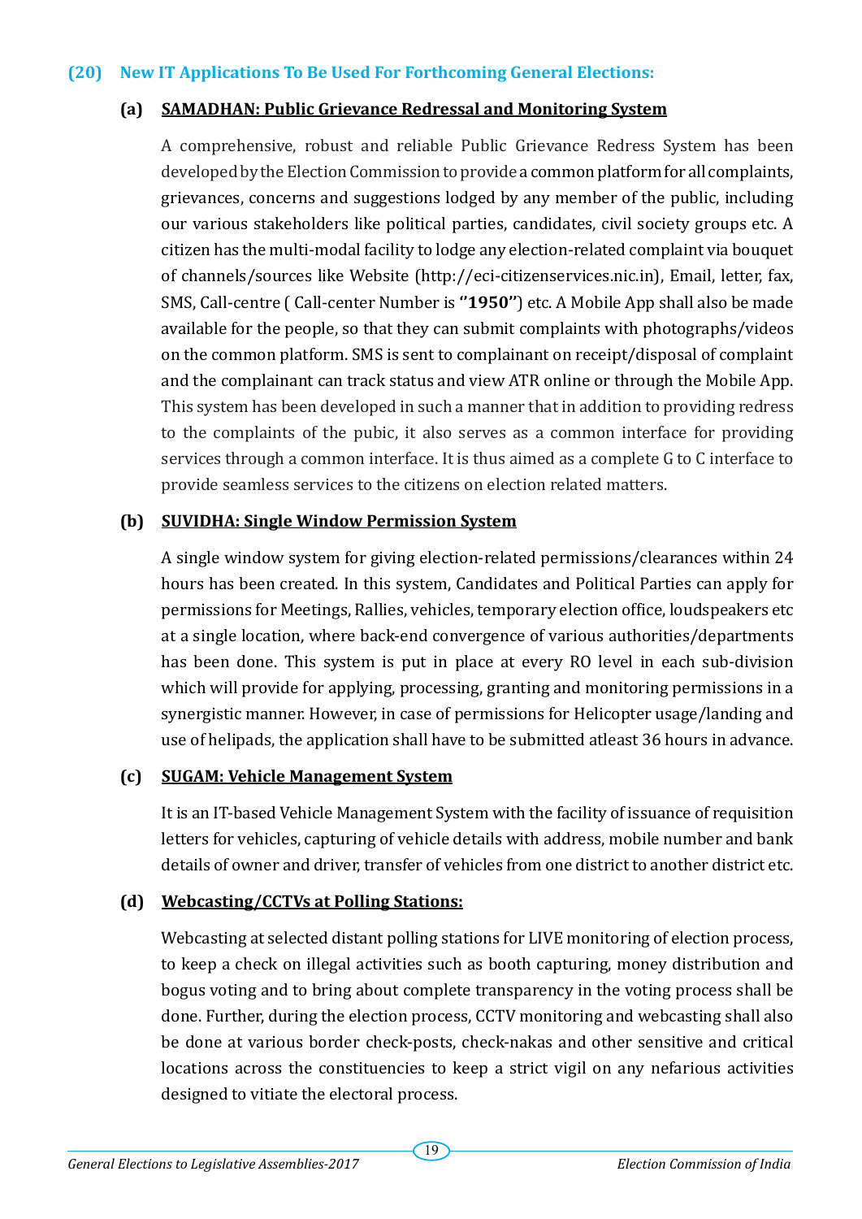## (20) New IT Applications To Be Used For Forthcoming General Elections:

### (a) SAMADHAN: Public Grievance Redressal and Monitoring System

A comprehensive, robust and reliable Public Grievance Redress System has been developed by the Election Commission to provide a common platform for all complaints, grievances, concerns and suggestions lodged by any member of the public, including our various stakeholders like political parties, candidates, civil society groups etc. A citizen has the multi-modal facility to lodge any election-related complaint via bouquet of channels/sources like Website (http://eci-citizenservices.nic.in), Email, letter, fax, SMS, Call-centre ( Call-center Number is **''1950''**) etc. A Mobile App shall also be made available for the people, so that they can submit complaints with photographs/videos on the common platform. SMS is sent to complainant on receipt/disposal of complaint and the complainant can track status and view ATR online or through the Mobile App. This system has been developed in such a manner that in addition to providing redress to the complaints of the pubic, it also serves as a common interface for providing services through a common interface. It is thus aimed as a complete G to C interface to provide seamless services to the citizens on election related matters.

### (b) SUVIDHA: Single Window Permission System

A single window system for giving election-related permissions/clearances within 24 hours has been created. In this system, Candidates and Political Parties can apply for permissions for Meetings, Rallies, vehicles, temporary election office, loudspeakers etc at a single location, where back-end convergence of various authorities/departments has been done. This system is put in place at every RO level in each sub-division which will provide for applying, processing, granting and monitoring permissions in a synergistic manner. However, in case of permissions for Helicopter usage/landing and use of helipads, the application shall have to be submitted atleast 36 hours in advance.

### (c) SUGAM: Vehicle Management System

It is an IT-based Vehicle Management System with the facility of issuance of requisition letters for vehicles, capturing of vehicle details with address, mobile number and bank details of owner and driver, transfer of vehicles from one district to another district etc.

### (d) Webcasting/CCTVs at Polling Stations:

Webcasting at selected distant polling stations for LIVE monitoring of election process, to keep a check on illegal activities such as booth capturing, money distribution and bogus voting and to bring about complete transparency in the voting process shall be done. Further, during the election process, CCTV monitoring and webcasting shall also be done at various border check-posts, check-nakas and other sensitive and critical locations across the constituencies to keep a strict vigil on any nefarious activities designed to vitiate the electoral process.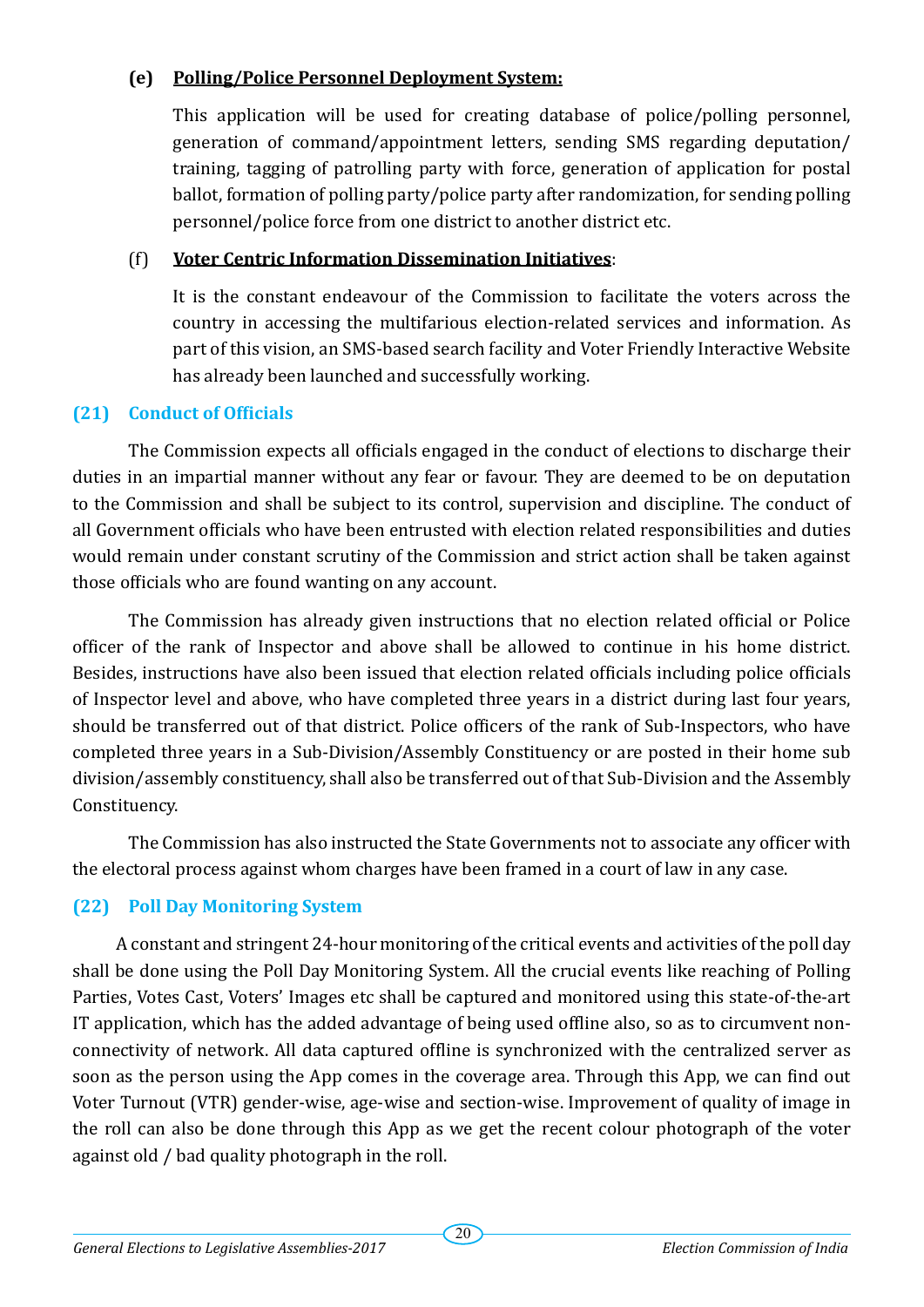**(e) Polling/Police Personnel Deployment System:**

This application will be used for creating database of police/polling personnel, generation of command/appointment letters, sending SMS regarding deputation/ training, tagging of patrolling party with force, generation of application for postal ballot, formation of polling party/police party after randomization, for sending polling personnel/police force from one district to another district etc.

(f) **Voter Centric Information Dissemination Initiatives**:

It is the constant endeavour of the Commission to facilitate the voters across the country in accessing the multifarious election-related services and information. As part of this vision, an SMS-based search facility and Voter Friendly Interactive Website has already been launched and successfully working.

## (21) Conduct of Officials

The Commission expects all officials engaged in the conduct of elections to discharge their duties in an impartial manner without any fear or favour. They are deemed to be on deputation to the Commission and shall be subject to its control, supervision and discipline. The conduct of all Government officials who have been entrusted with election related responsibilities and duties would remain under constant scrutiny of the Commission and strict action shall be taken against those officials who are found wanting on any account.

The Commission has already given instructions that no election related official or Police officer of the rank of Inspector and above shall be allowed to continue in his home district. Besides, instructions have also been issued that election related officials including police officials of Inspector level and above, who have completed three years in a district during last four years, should be transferred out of that district. Police officers of the rank of Sub-Inspectors, who have completed three years in a Sub-Division/Assembly Constituency or are posted in their home sub division/assembly constituency, shall also be transferred out of that Sub-Division and the Assembly Constituency.

The Commission has also instructed the State Governments not to associate any officer with the electoral process against whom charges have been framed in a court of law in any case.

## (22) Poll Day Monitoring System

A constant and stringent 24-hour monitoring of the critical events and activities of the poll day shall be done using the Poll Day Monitoring System. All the crucial events like reaching of Polling Parties, Votes Cast, Voters' Images etc shall be captured and monitored using this state-of-the-art IT application, which has the added advantage of being used offline also, so as to circumvent non-connectivity of network. All data captured offline is synchronized with the centralized server as soon as the person using the App comes in the coverage area. Through this App, we can find out Voter Turnout (VTR) gender-wise, age-wise and section-wise. Improvement of quality of image in the roll can also be done through this App as we get the recent colour photograph of the voter against old / bad quality photograph in the roll.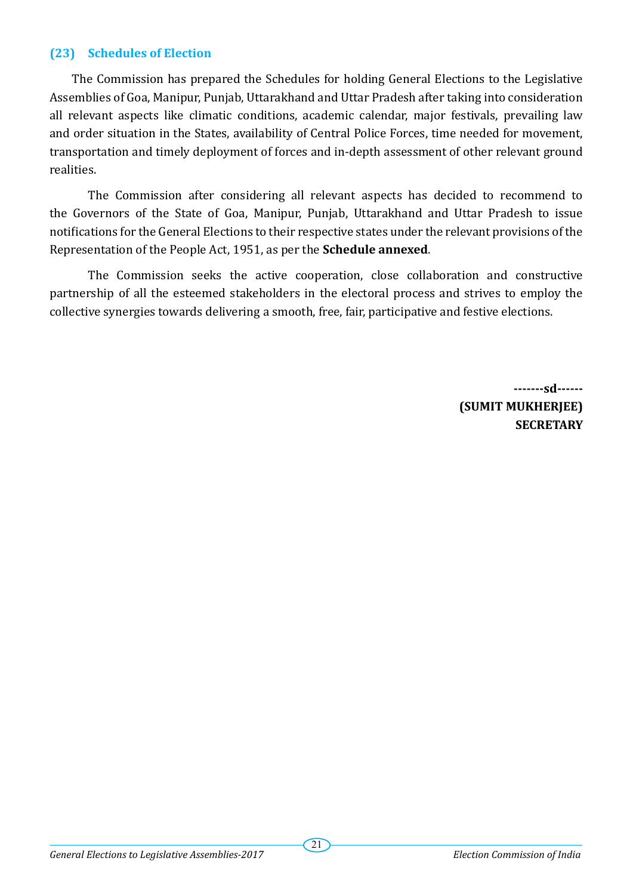## (23) Schedules of Election

The Commission has prepared the Schedules for holding General Elections to the Legislative Assemblies of Goa, Manipur, Punjab, Uttarakhand and Uttar Pradesh after taking into consideration all relevant aspects like climatic conditions, academic calendar, major festivals, prevailing law and order situation in the States, availability of Central Police Forces, time needed for movement, transportation and timely deployment of forces and in-depth assessment of other relevant ground realities.

The Commission after considering all relevant aspects has decided to recommend to the Governors of the State of Goa, Manipur, Punjab, Uttarakhand and Uttar Pradesh to issue notifications for the General Elections to their respective states under the relevant provisions of the Representation of the People Act, 1951, as per the **Schedule annexed**.

The Commission seeks the active cooperation, close collaboration and constructive partnership of all the esteemed stakeholders in the electoral process and strives to employ the collective synergies towards delivering a smooth, free, fair, participative and festive elections.

**-------sd------**
**(SUMIT MUKHERJEE)**
**SECRETARY**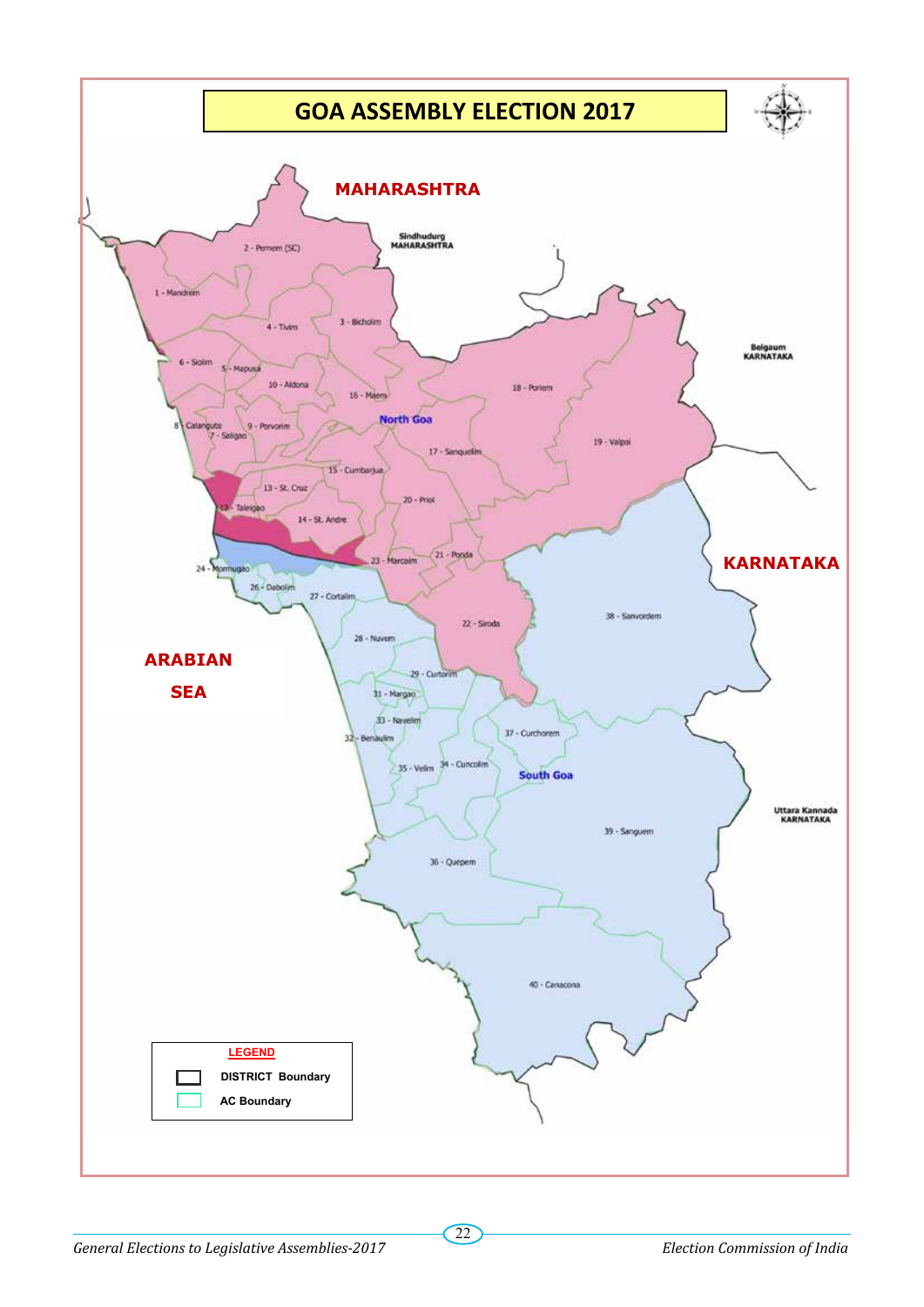# GOA ASSEMBLY ELECTION 2017

MAHARASHTRA

Sindhudurg MAHARASHTRA

Belgaum KARNATAKA

KARNATAKA

Uttara Kannada KARNATAKA

ARABIAN SEA

North Goa

South Goa

1 - Mandrem
2 - Pernem (SC)
3 - Bicholim
4 - Tivim
5 - Mapusa
6 - Siolim
7 - Saligao
8 - Calangute
9 - Porvorim
10 - Aldona
12 - Taleigao
13 - St. Cruz
14 - St. Andre
15 - Cumbarjua
16 - Maem
17 - Sanquelim
18 - Poriem
19 - Valpoi
20 - Priol
21 - Ponda
22 - Siroda
23 - Marcaim
24 - Mormugao
26 - Dabolim
27 - Cortalim
28 - Nuvem
29 - Curtorim
31 - Margao
32 - Benaulim
33 - Navelim
34 - Cuncolim
35 - Velim
36 - Quepem
37 - Curchorem
38 - Sanvordem
39 - Sanguem
40 - Canacona

LEGEND

- DISTRICT Boundary
- AC Boundary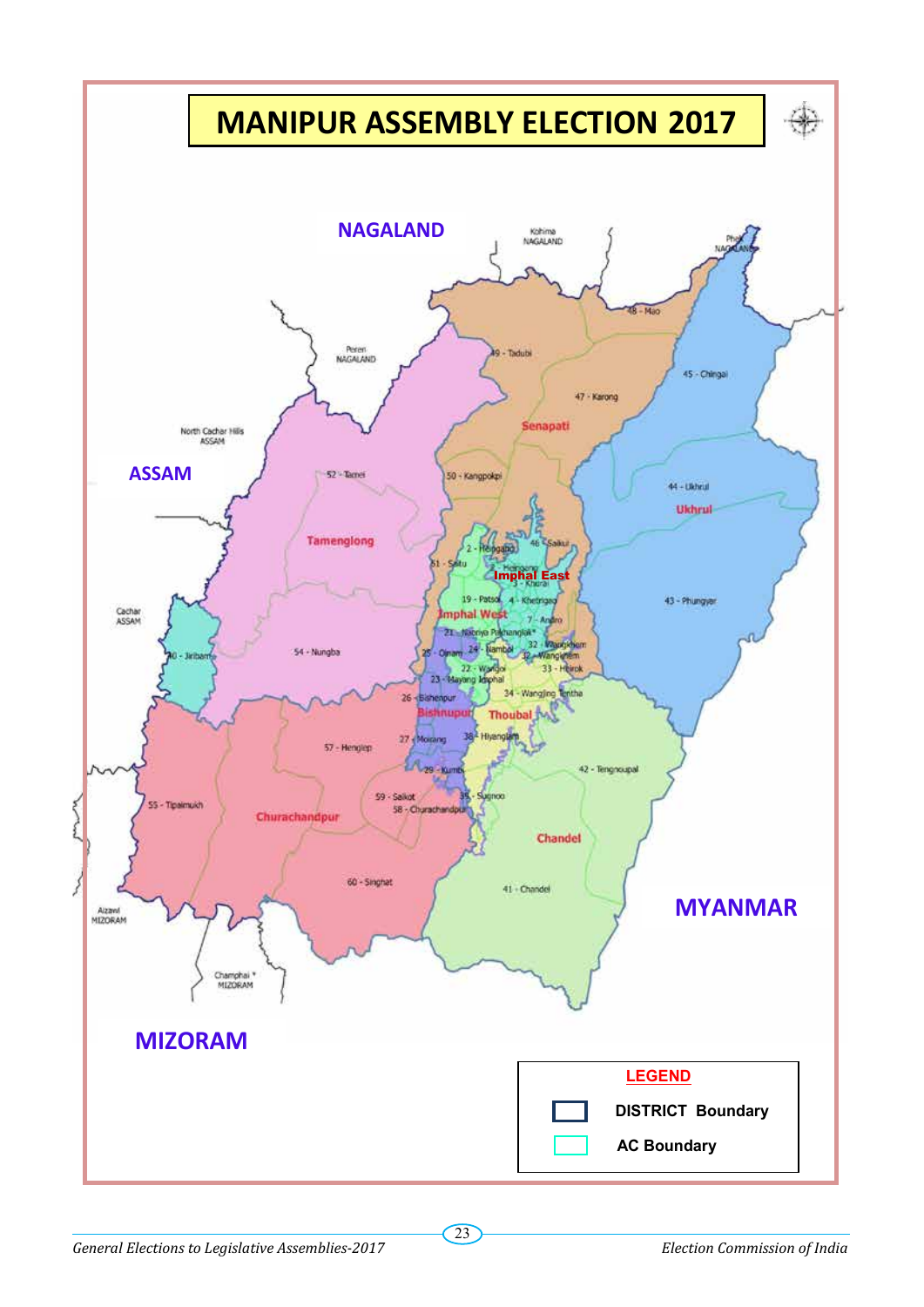# MANIPUR ASSEMBLY ELECTION 2017

NAGALAND

ASSAM

MYANMAR

MIZORAM

Kohima NAGALAND

Peren NAGALAND

North Cachar Hills ASSAM

Cachar ASSAM

Aizawl MIZORAM

Champhai MIZORAM

Phek NAGALAND

Senapati

Tamenglong

Ukhrul

Imphal East

Imphal West

Bishnupur

Thoubal

Churachandpur

Chandel

48 - Mao

49 - Tadubi

47 - Karong

45 - Chingai

44 - Ukhrul

43 - Phungyar

50 - Kangpokpi

51 - Saitu

52 - Tamei

54 - Nungba

53 - Jiribam

2 - Heingang

46 - Saikul

19 - Patsoi

4 - Khetrigao

3 - Khurai

7 - Andro

21 - Naoriya Pakhanglakpa

25 - Oinam

24 - Nambol

32 - Wangkhem

12 - Wangjing

22 - Wangoi

23 - Mayang Imphal

33 - Heirok

34 - Wangjing Tentha

26 - Bishenpur

27 - Moirang

38 - Hiyanglam

29 - Kumbi

35 - Sugnoo

42 - Tengnoupal

57 - Henglep

55 - Tipaimukh

59 - Saikot

58 - Churachandpur

60 - Singhat

41 - Chandel

**LEGEND**

DISTRICT Boundary

AC Boundary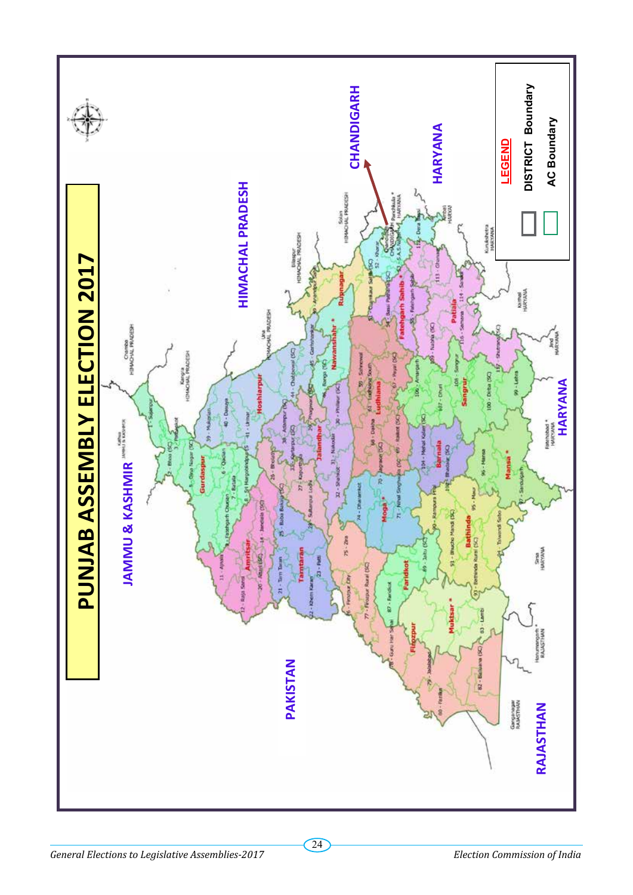# PUNJAB ASSEMBLY ELECTION 2017

LEGEND

DISTRICT Boundary

AC Boundary

JAMMU & KASHMIR

HIMACHAL PRADESH

CHANDIGARH

HARYANA

PAKISTAN

RAJASTHAN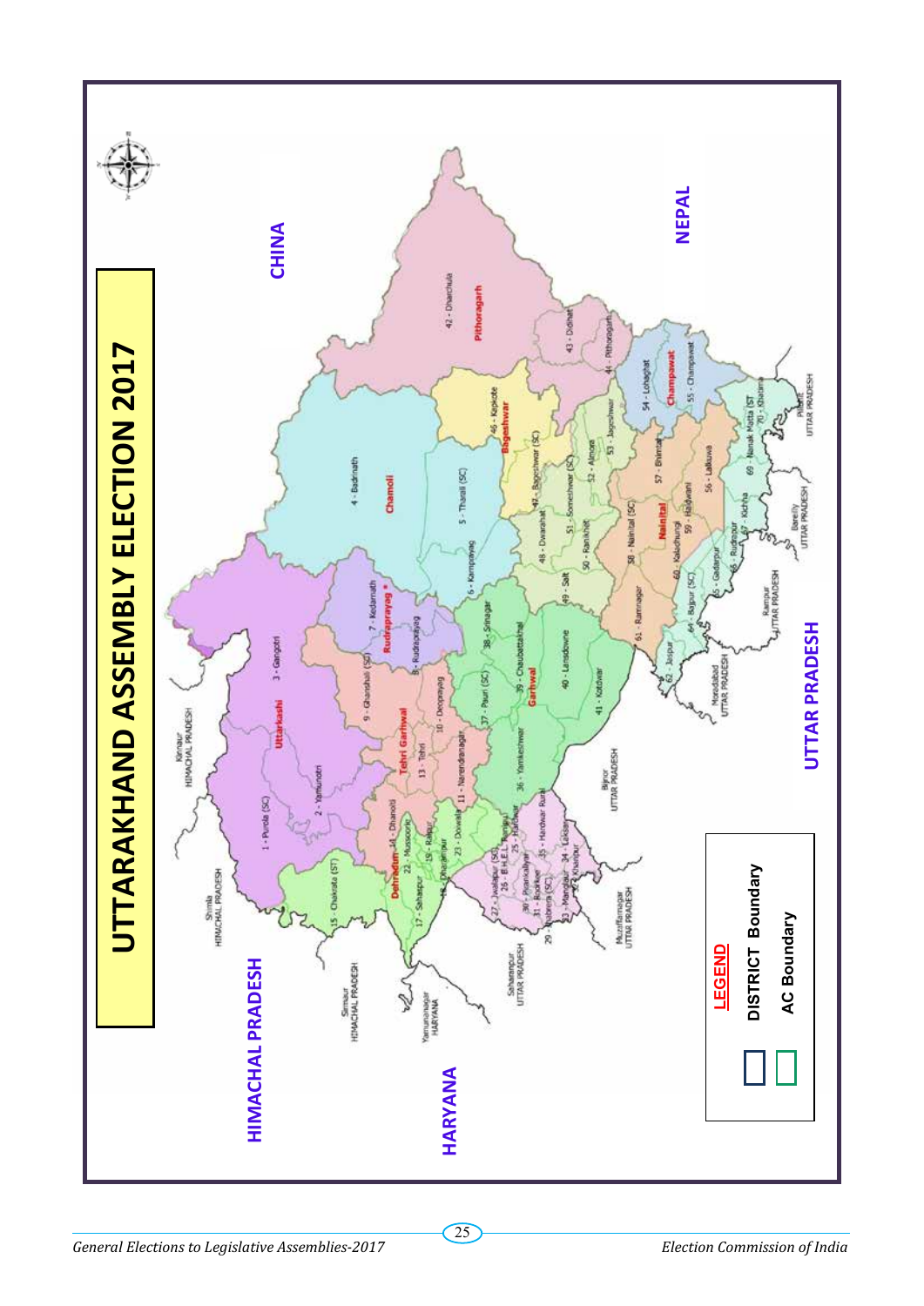# UTTARAKHAND ASSEMBLY ELECTION 2017

CHINA

NEPAL

HIMACHAL PRADESH

HARYANA

UTTAR PRADESH

Uttarkashi: 1 - Purola (SC), 2 - Yamunotri, 3 - Gangotri

Chamoli: 4 - Badrinath, 5 - Tharali (SC), 6 - Karnprayag

Rudraprayag: 7 - Kedarnath, 8 - Rudraprayag

Tehri Garhwal: 9 - Ghansali (SC), 10 - Devprayag, 11 - Narendranagar, 12 - Pratapnagar, 13 - Tehri, 14 - Dhanolti

Dehradun: 15 - Chakrata (ST), 16 - Vikasnagar, 17 - Sahaspur, 18 - Dharampur, 19 - Raipur, 20 - Rajpur Road (SC), 21 - Dehradun Cantt., 22 - Mussoorie, 23 - Doiwala, 24 - Rishikesh

Hardwar: 25 - Hardwar, 26 - B.H.E.L. Ranipur, 27 - Jwalapur (SC), 28 - Bhagwanpur (SC), 29 - Jhabrera (SC), 30 - Piran Kaliyar, 31 - Roorkee, 32 - Khanpur, 33 - Manglaur, 34 - Laksar, 35 - Hardwar Rural

Garhwal: 36 - Yamkeshwar, 37 - Pauri (SC), 38 - Srinagar, 39 - Chaubattakhal, 40 - Lansdowne, 41 - Kotdwar

Pithoragarh: 42 - Dharchula, 43 - Didihat, 44 - Pithoragarh, 45 - Gangolihat (SC)

Bageshwar: 46 - Kapkote, 47 - Bageshwar (SC)

Almora: 48 - Dwarahat, 49 - Salt, 50 - Ranikhet, 51 - Someshwar (SC), 52 - Almora, 53 - Jageshwar

Champawat: 54 - Lohaghat, 55 - Champawat

Nainital: 56 - Lalkuwa, 57 - Bhimtal, 58 - Nainital (SC), 59 - Haldwani, 60 - Kaladhungi, 61 - Ramnagar

Udham Singh Nagar: 62 - Jaspur, 63 - Kashipur, 64 - Bajpur (SC), 65 - Gadarpur, 66 - Rudrapur, 67 - Kichha, 68 - Sitarganj, 69 - Nanak Matta (ST), 70 - Khatima

Neighbouring areas: Kinnaur HIMACHAL PRADESH, Shimla HIMACHAL PRADESH, Sirmaur HIMACHAL PRADESH, Yamunanagar HARYANA, Saharanpur UTTAR PRADESH, Muzaffarnagar UTTAR PRADESH, Bijnor UTTAR PRADESH, Moradabad UTTAR PRADESH, Rampur UTTAR PRADESH, Bareilly UTTAR PRADESH, Pilibhit UTTAR PRADESH

**LEGEND**

- DISTRICT Boundary
- AC Boundary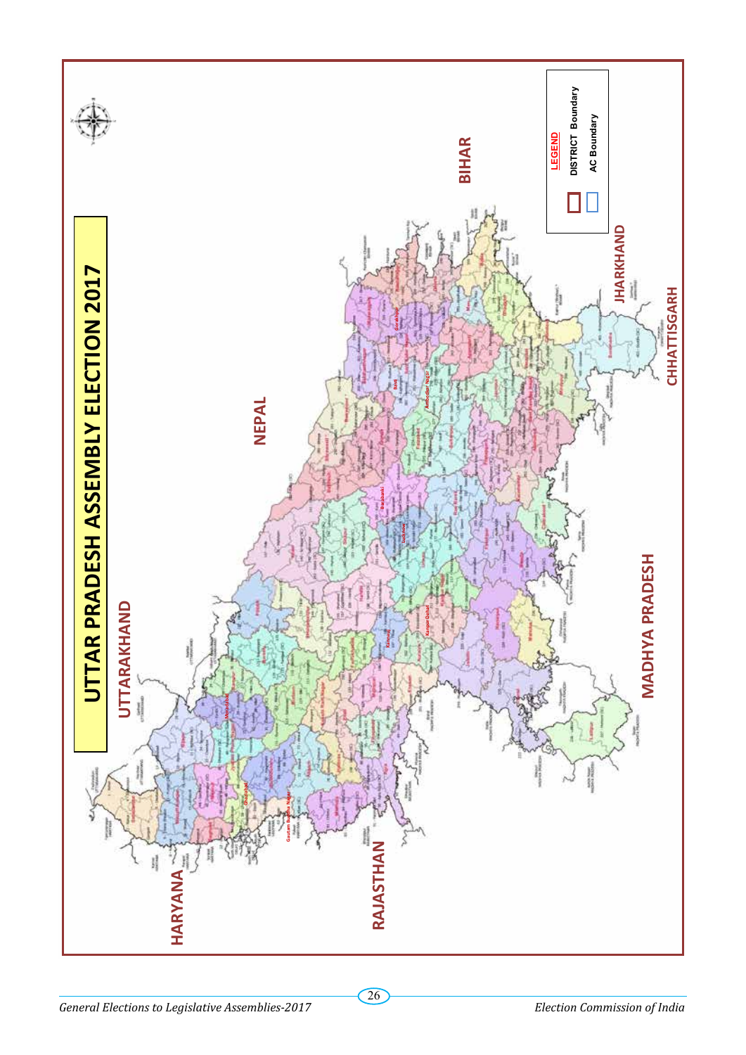# UTTAR PRADESH ASSEMBLY ELECTION 2017

UTTARAKHAND

NEPAL

BIHAR

JHARKHAND

CHHATTISGARH

MADHYA PRADESH

RAJASTHAN

HARYANA

LEGEND

DISTRICT Boundary

AC Boundary